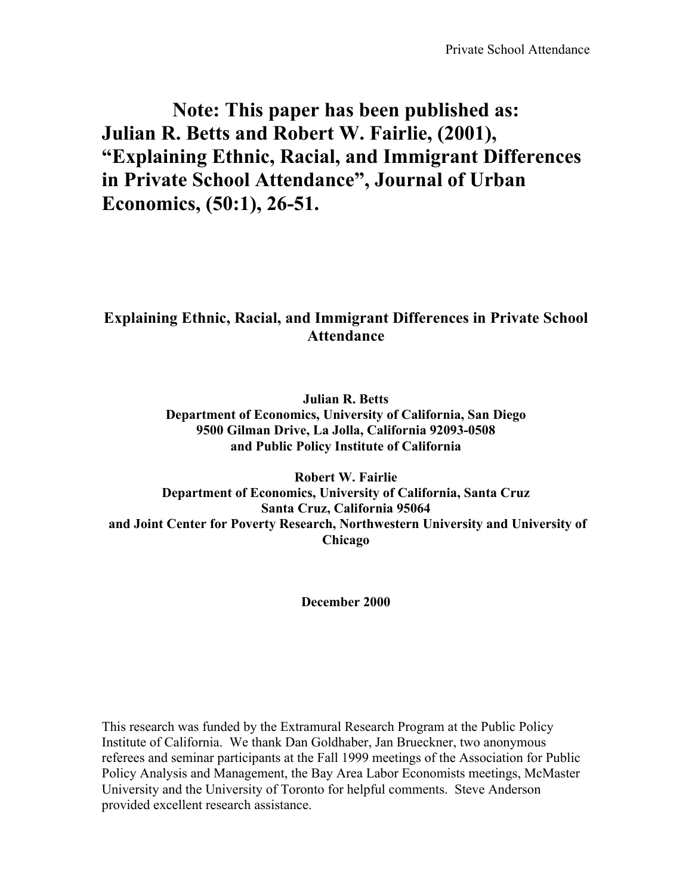**Note: This paper has been published as: Julian R. Betts and Robert W. Fairlie, (2001), "Explaining Ethnic, Racial, and Immigrant Differences in Private School Attendance", Journal of Urban Economics, (50:1), 26-51.**

# Explaining Ethnic, Racial, and Immigrant Differences in Private School Attendance

**Julian R. Betts**
**Department of Economics, University of California, San Diego**
**9500 Gilman Drive, La Jolla, California 92093-0508**
**and Public Policy Institute of California**

**Robert W. Fairlie**
**Department of Economics, University of California, Santa Cruz**
**Santa Cruz, California 95064**
**and Joint Center for Poverty Research, Northwestern University and University of Chicago**

**December 2000**

This research was funded by the Extramural Research Program at the Public Policy Institute of California. We thank Dan Goldhaber, Jan Brueckner, two anonymous referees and seminar participants at the Fall 1999 meetings of the Association for Public Policy Analysis and Management, the Bay Area Labor Economists meetings, McMaster University and the University of Toronto for helpful comments. Steve Anderson provided excellent research assistance.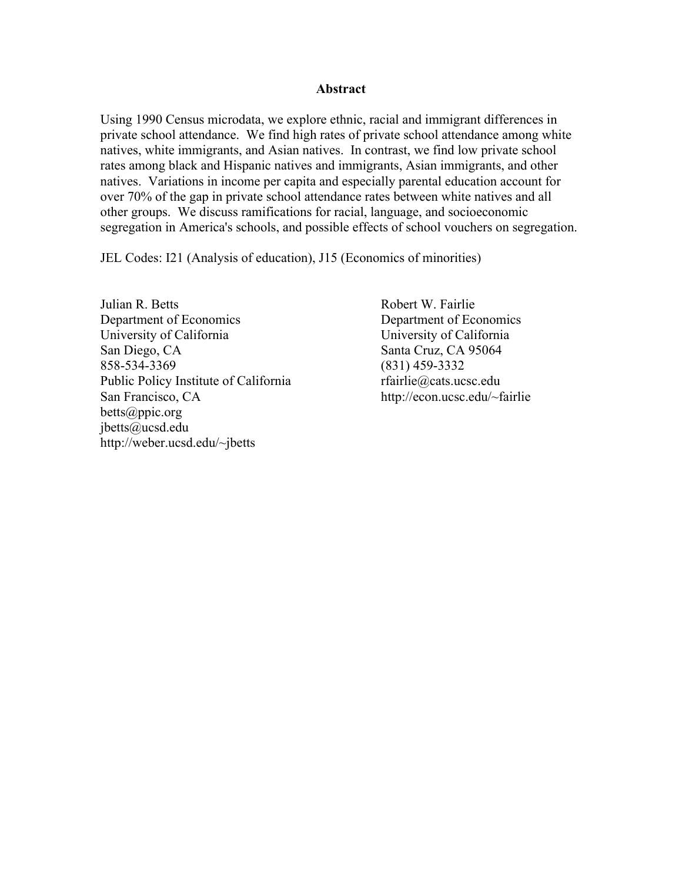## Abstract

Using 1990 Census microdata, we explore ethnic, racial and immigrant differences in private school attendance. We find high rates of private school attendance among white natives, white immigrants, and Asian natives. In contrast, we find low private school rates among black and Hispanic natives and immigrants, Asian immigrants, and other natives. Variations in income per capita and especially parental education account for over 70% of the gap in private school attendance rates between white natives and all other groups. We discuss ramifications for racial, language, and socioeconomic segregation in America's schools, and possible effects of school vouchers on segregation.

JEL Codes: I21 (Analysis of education), J15 (Economics of minorities)

Julian R. Betts
Department of Economics
University of California
San Diego, CA
858-534-3369
Public Policy Institute of California
San Francisco, CA
betts@ppic.org
jbetts@ucsd.edu
http://weber.ucsd.edu/~jbetts

Robert W. Fairlie
Department of Economics
University of California
Santa Cruz, CA 95064
(831) 459-3332
rfairlie@cats.ucsc.edu
http://econ.ucsc.edu/~fairlie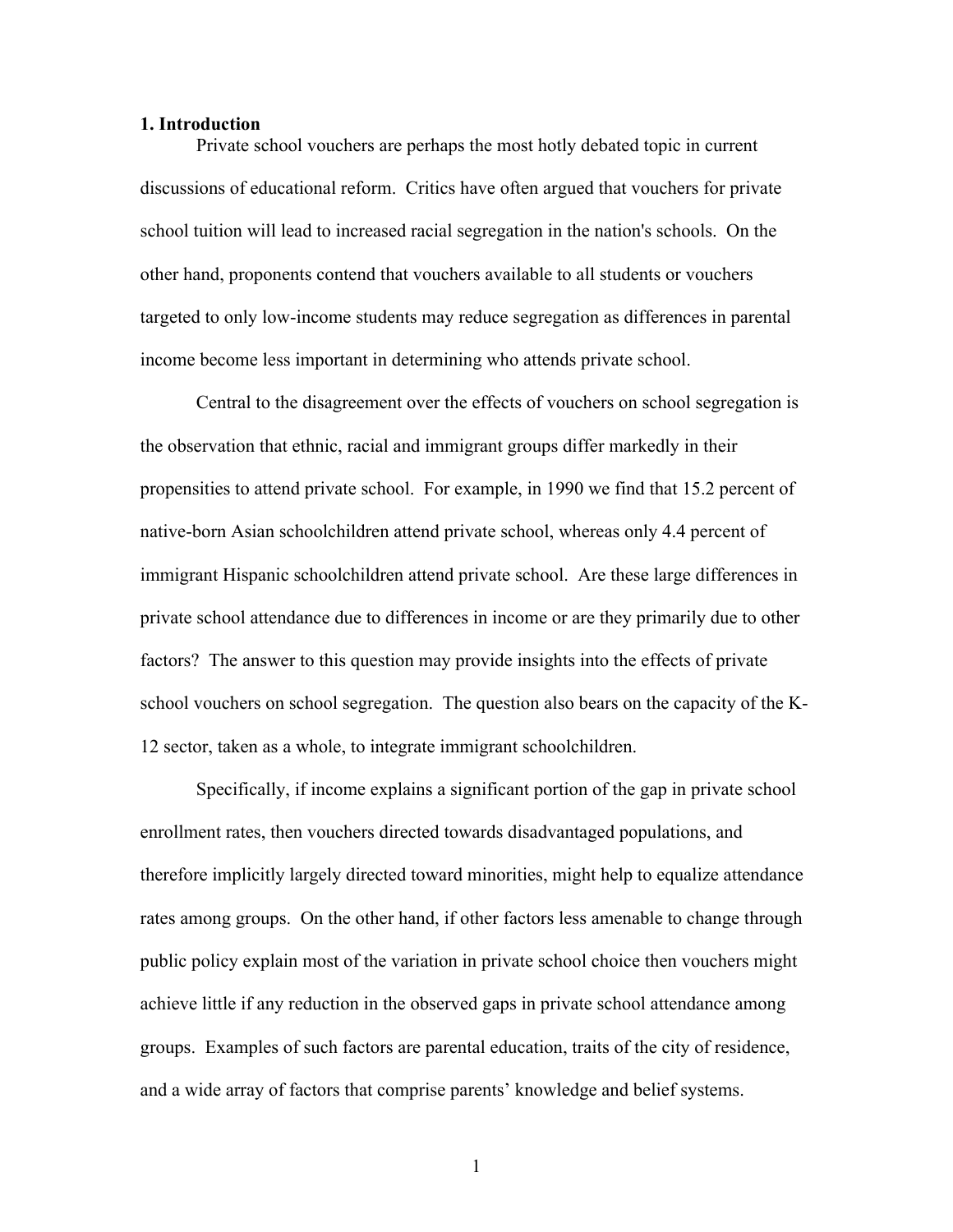## 1. Introduction

Private school vouchers are perhaps the most hotly debated topic in current discussions of educational reform. Critics have often argued that vouchers for private school tuition will lead to increased racial segregation in the nation's schools. On the other hand, proponents contend that vouchers available to all students or vouchers targeted to only low-income students may reduce segregation as differences in parental income become less important in determining who attends private school.

Central to the disagreement over the effects of vouchers on school segregation is the observation that ethnic, racial and immigrant groups differ markedly in their propensities to attend private school. For example, in 1990 we find that 15.2 percent of native-born Asian schoolchildren attend private school, whereas only 4.4 percent of immigrant Hispanic schoolchildren attend private school. Are these large differences in private school attendance due to differences in income or are they primarily due to other factors? The answer to this question may provide insights into the effects of private school vouchers on school segregation. The question also bears on the capacity of the K-12 sector, taken as a whole, to integrate immigrant schoolchildren.

Specifically, if income explains a significant portion of the gap in private school enrollment rates, then vouchers directed towards disadvantaged populations, and therefore implicitly largely directed toward minorities, might help to equalize attendance rates among groups. On the other hand, if other factors less amenable to change through public policy explain most of the variation in private school choice then vouchers might achieve little if any reduction in the observed gaps in private school attendance among groups. Examples of such factors are parental education, traits of the city of residence, and a wide array of factors that comprise parents' knowledge and belief systems.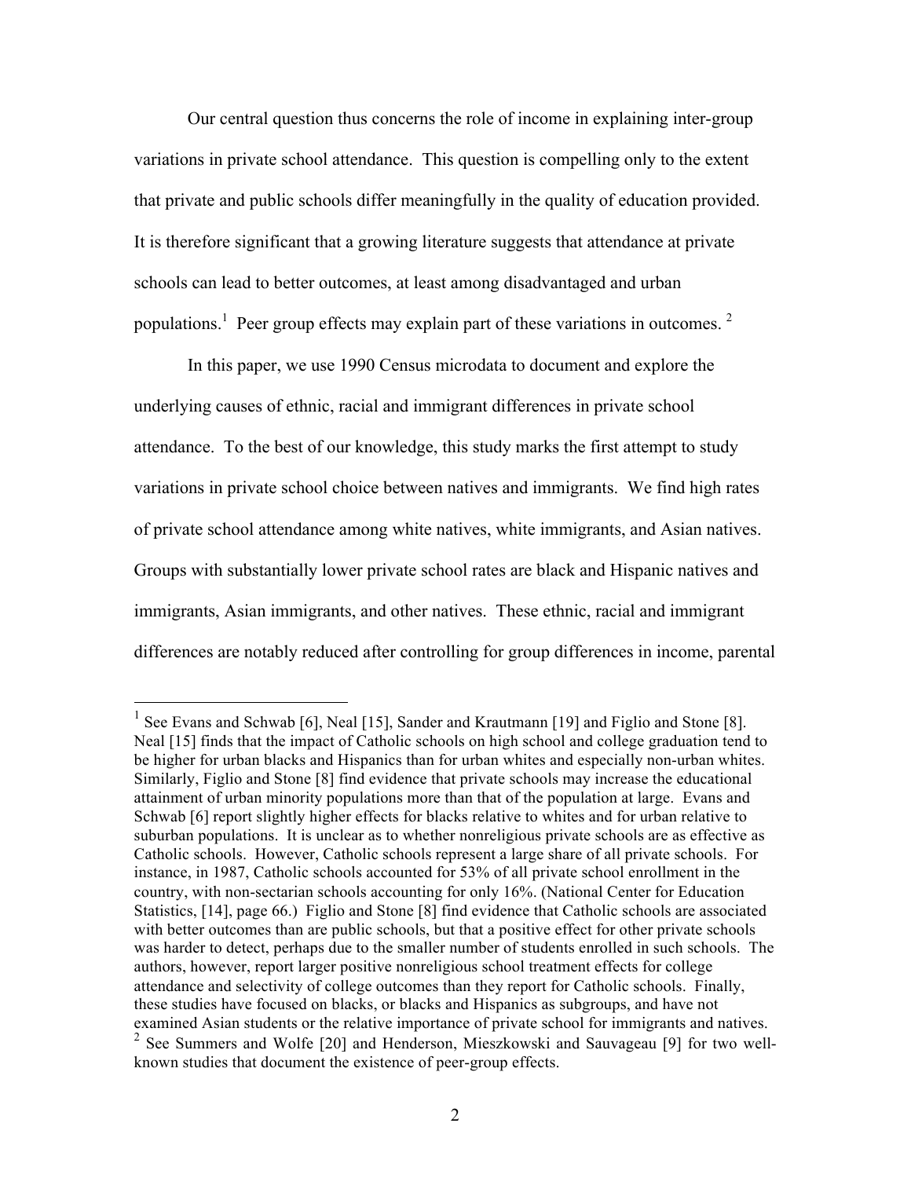Our central question thus concerns the role of income in explaining inter-group variations in private school attendance. This question is compelling only to the extent that private and public schools differ meaningfully in the quality of education provided. It is therefore significant that a growing literature suggests that attendance at private schools can lead to better outcomes, at least among disadvantaged and urban populations.[1] Peer group effects may explain part of these variations in outcomes. [2]

In this paper, we use 1990 Census microdata to document and explore the underlying causes of ethnic, racial and immigrant differences in private school attendance. To the best of our knowledge, this study marks the first attempt to study variations in private school choice between natives and immigrants. We find high rates of private school attendance among white natives, white immigrants, and Asian natives. Groups with substantially lower private school rates are black and Hispanic natives and immigrants, Asian immigrants, and other natives. These ethnic, racial and immigrant differences are notably reduced after controlling for group differences in income, parental

---

[1] See Evans and Schwab [6], Neal [15], Sander and Krautmann [19] and Figlio and Stone [8]. Neal [15] finds that the impact of Catholic schools on high school and college graduation tend to be higher for urban blacks and Hispanics than for urban whites and especially non-urban whites. Similarly, Figlio and Stone [8] find evidence that private schools may increase the educational attainment of urban minority populations more than that of the population at large. Evans and Schwab [6] report slightly higher effects for blacks relative to whites and for urban relative to suburban populations. It is unclear as to whether nonreligious private schools are as effective as Catholic schools. However, Catholic schools represent a large share of all private schools. For instance, in 1987, Catholic schools accounted for 53% of all private school enrollment in the country, with non-sectarian schools accounting for only 16%. (National Center for Education Statistics, [14], page 66.) Figlio and Stone [8] find evidence that Catholic schools are associated with better outcomes than are public schools, but that a positive effect for other private schools was harder to detect, perhaps due to the smaller number of students enrolled in such schools. The authors, however, report larger positive nonreligious school treatment effects for college attendance and selectivity of college outcomes than they report for Catholic schools. Finally, these studies have focused on blacks, or blacks and Hispanics as subgroups, and have not examined Asian students or the relative importance of private school for immigrants and natives.

[2] See Summers and Wolfe [20] and Henderson, Mieszkowski and Sauvageau [9] for two well-known studies that document the existence of peer-group effects.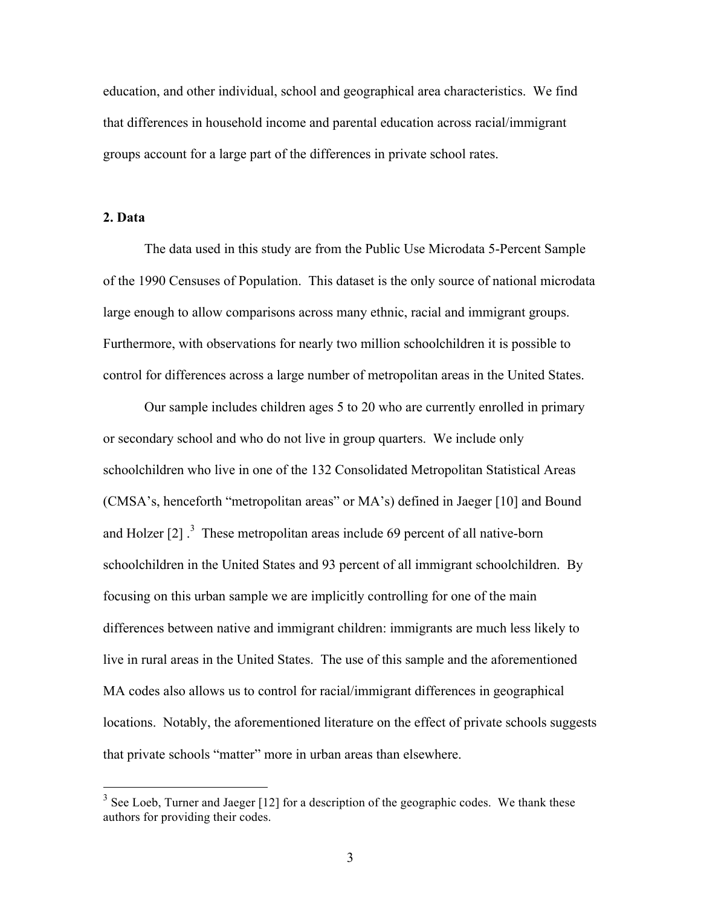education, and other individual, school and geographical area characteristics. We find that differences in household income and parental education across racial/immigrant groups account for a large part of the differences in private school rates.

## 2. Data

The data used in this study are from the Public Use Microdata 5-Percent Sample of the 1990 Censuses of Population. This dataset is the only source of national microdata large enough to allow comparisons across many ethnic, racial and immigrant groups. Furthermore, with observations for nearly two million schoolchildren it is possible to control for differences across a large number of metropolitan areas in the United States.

Our sample includes children ages 5 to 20 who are currently enrolled in primary or secondary school and who do not live in group quarters. We include only schoolchildren who live in one of the 132 Consolidated Metropolitan Statistical Areas (CMSA's, henceforth "metropolitan areas" or MA's) defined in Jaeger [10] and Bound and Holzer [2] .[3] These metropolitan areas include 69 percent of all native-born schoolchildren in the United States and 93 percent of all immigrant schoolchildren. By focusing on this urban sample we are implicitly controlling for one of the main differences between native and immigrant children: immigrants are much less likely to live in rural areas in the United States. The use of this sample and the aforementioned MA codes also allows us to control for racial/immigrant differences in geographical locations. Notably, the aforementioned literature on the effect of private schools suggests that private schools "matter" more in urban areas than elsewhere.

---

[3] See Loeb, Turner and Jaeger [12] for a description of the geographic codes. We thank these authors for providing their codes.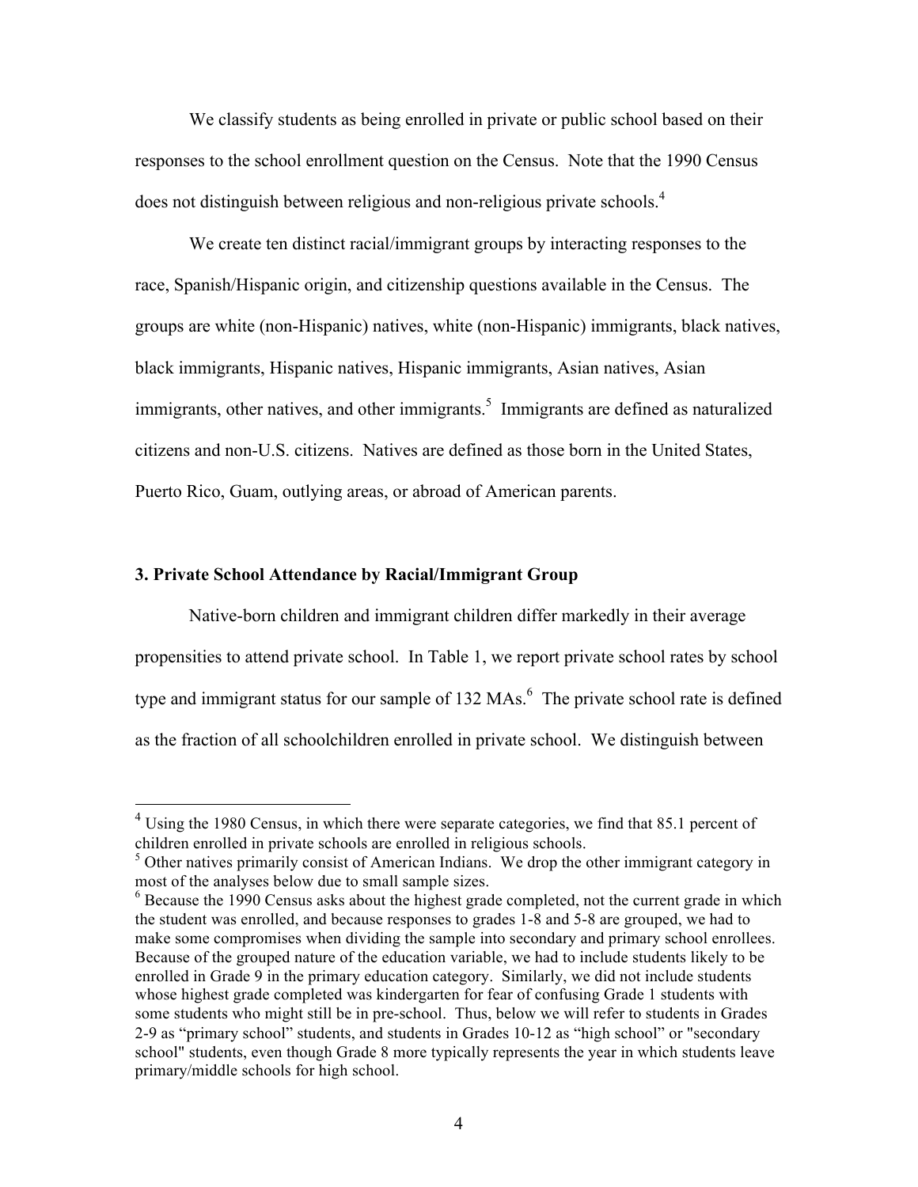We classify students as being enrolled in private or public school based on their responses to the school enrollment question on the Census. Note that the 1990 Census does not distinguish between religious and non-religious private schools.[4]

We create ten distinct racial/immigrant groups by interacting responses to the race, Spanish/Hispanic origin, and citizenship questions available in the Census. The groups are white (non-Hispanic) natives, white (non-Hispanic) immigrants, black natives, black immigrants, Hispanic natives, Hispanic immigrants, Asian natives, Asian immigrants, other natives, and other immigrants.[5] Immigrants are defined as naturalized citizens and non-U.S. citizens. Natives are defined as those born in the United States, Puerto Rico, Guam, outlying areas, or abroad of American parents.

### 3. Private School Attendance by Racial/Immigrant Group

Native-born children and immigrant children differ markedly in their average propensities to attend private school. In Table 1, we report private school rates by school type and immigrant status for our sample of 132 MAs.[6] The private school rate is defined as the fraction of all schoolchildren enrolled in private school. We distinguish between

[4] Using the 1980 Census, in which there were separate categories, we find that 85.1 percent of children enrolled in private schools are enrolled in religious schools.

[5] Other natives primarily consist of American Indians. We drop the other immigrant category in most of the analyses below due to small sample sizes.

[6] Because the 1990 Census asks about the highest grade completed, not the current grade in which the student was enrolled, and because responses to grades 1-8 and 5-8 are grouped, we had to make some compromises when dividing the sample into secondary and primary school enrollees. Because of the grouped nature of the education variable, we had to include students likely to be enrolled in Grade 9 in the primary education category. Similarly, we did not include students whose highest grade completed was kindergarten for fear of confusing Grade 1 students with some students who might still be in pre-school. Thus, below we will refer to students in Grades 2-9 as "primary school" students, and students in Grades 10-12 as "high school" or "secondary school" students, even though Grade 8 more typically represents the year in which students leave primary/middle schools for high school.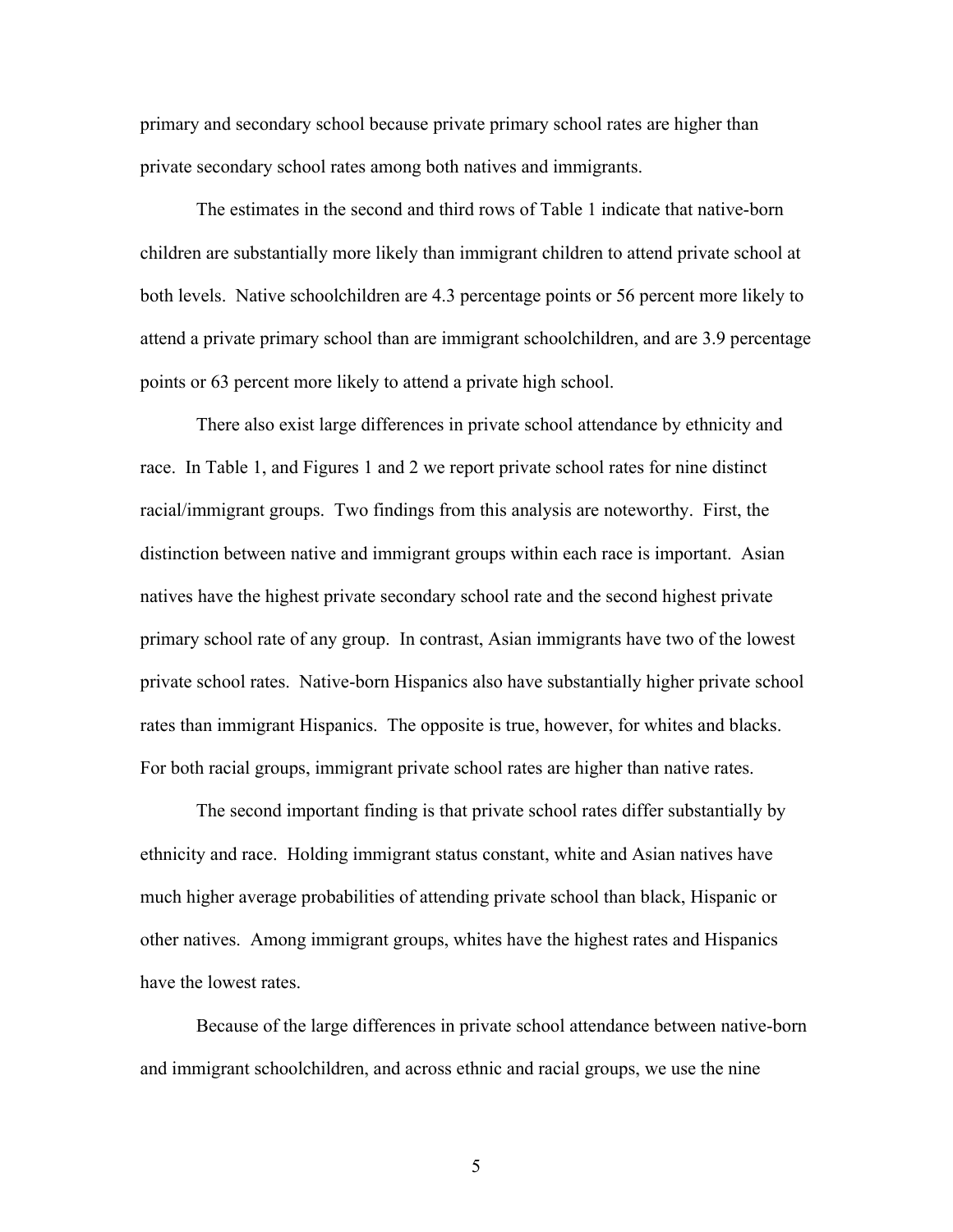primary and secondary school because private primary school rates are higher than private secondary school rates among both natives and immigrants.

The estimates in the second and third rows of Table 1 indicate that native-born children are substantially more likely than immigrant children to attend private school at both levels. Native schoolchildren are 4.3 percentage points or 56 percent more likely to attend a private primary school than are immigrant schoolchildren, and are 3.9 percentage points or 63 percent more likely to attend a private high school.

There also exist large differences in private school attendance by ethnicity and race. In Table 1, and Figures 1 and 2 we report private school rates for nine distinct racial/immigrant groups. Two findings from this analysis are noteworthy. First, the distinction between native and immigrant groups within each race is important. Asian natives have the highest private secondary school rate and the second highest private primary school rate of any group. In contrast, Asian immigrants have two of the lowest private school rates. Native-born Hispanics also have substantially higher private school rates than immigrant Hispanics. The opposite is true, however, for whites and blacks. For both racial groups, immigrant private school rates are higher than native rates.

The second important finding is that private school rates differ substantially by ethnicity and race. Holding immigrant status constant, white and Asian natives have much higher average probabilities of attending private school than black, Hispanic or other natives. Among immigrant groups, whites have the highest rates and Hispanics have the lowest rates.

Because of the large differences in private school attendance between native-born and immigrant schoolchildren, and across ethnic and racial groups, we use the nine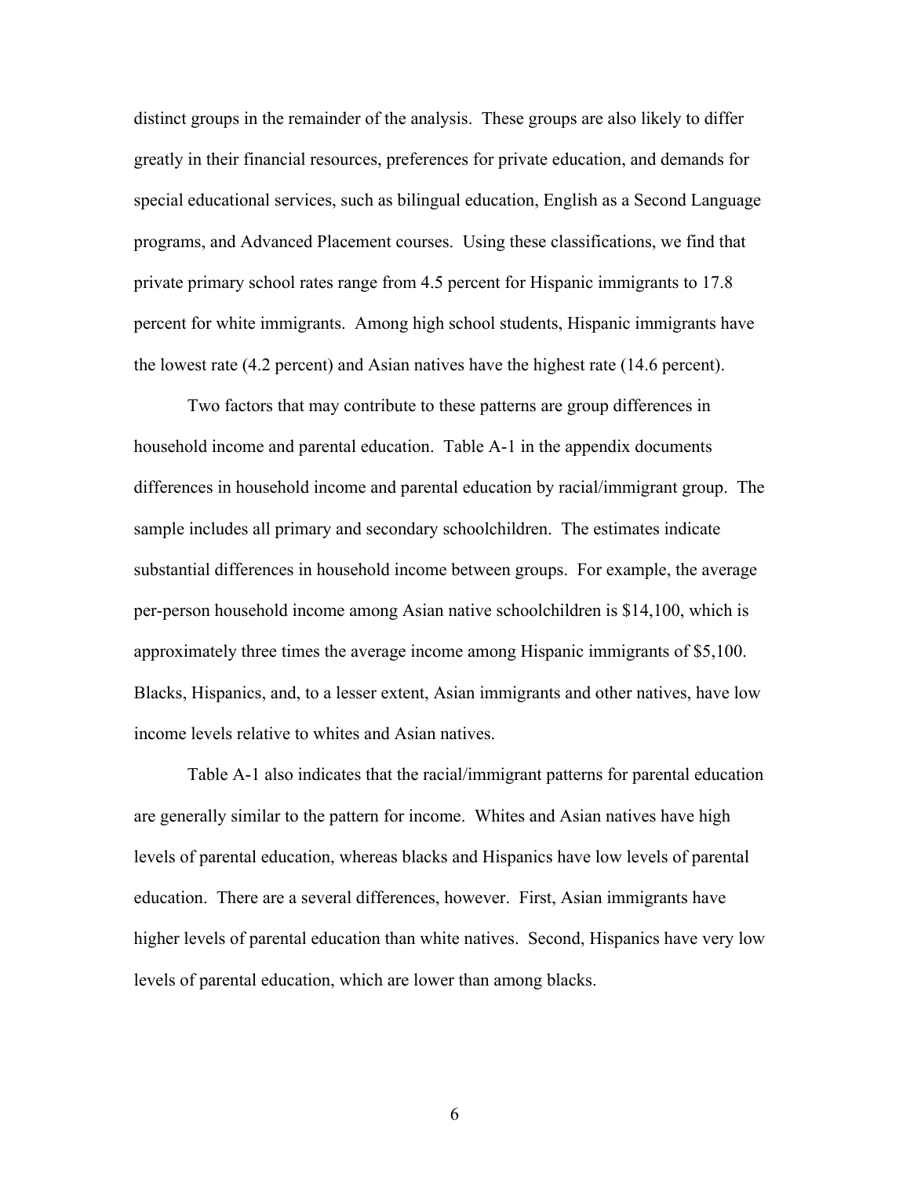distinct groups in the remainder of the analysis. These groups are also likely to differ greatly in their financial resources, preferences for private education, and demands for special educational services, such as bilingual education, English as a Second Language programs, and Advanced Placement courses. Using these classifications, we find that private primary school rates range from 4.5 percent for Hispanic immigrants to 17.8 percent for white immigrants. Among high school students, Hispanic immigrants have the lowest rate (4.2 percent) and Asian natives have the highest rate (14.6 percent).

Two factors that may contribute to these patterns are group differences in household income and parental education. Table A-1 in the appendix documents differences in household income and parental education by racial/immigrant group. The sample includes all primary and secondary schoolchildren. The estimates indicate substantial differences in household income between groups. For example, the average per-person household income among Asian native schoolchildren is $14,100, which is approximately three times the average income among Hispanic immigrants of $5,100. Blacks, Hispanics, and, to a lesser extent, Asian immigrants and other natives, have low income levels relative to whites and Asian natives.

Table A-1 also indicates that the racial/immigrant patterns for parental education are generally similar to the pattern for income. Whites and Asian natives have high levels of parental education, whereas blacks and Hispanics have low levels of parental education. There are a several differences, however. First, Asian immigrants have higher levels of parental education than white natives. Second, Hispanics have very low levels of parental education, which are lower than among blacks.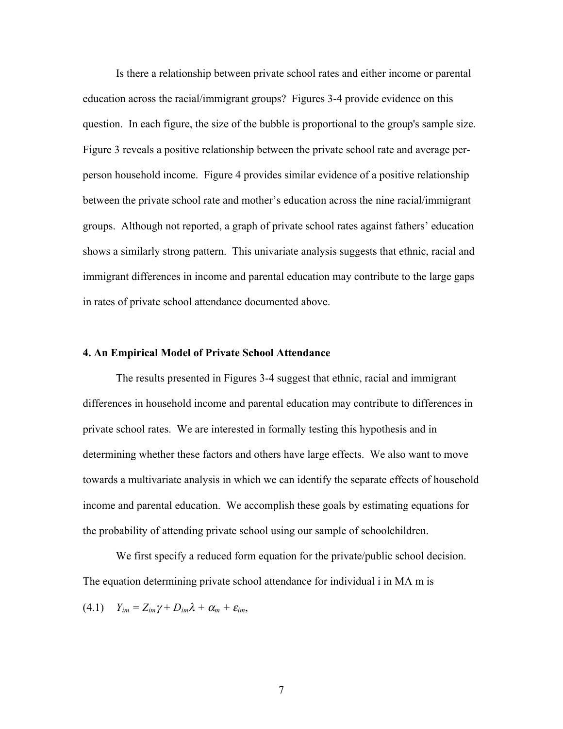Is there a relationship between private school rates and either income or parental education across the racial/immigrant groups? Figures 3-4 provide evidence on this question. In each figure, the size of the bubble is proportional to the group's sample size. Figure 3 reveals a positive relationship between the private school rate and average per-person household income. Figure 4 provides similar evidence of a positive relationship between the private school rate and mother's education across the nine racial/immigrant groups. Although not reported, a graph of private school rates against fathers' education shows a similarly strong pattern. This univariate analysis suggests that ethnic, racial and immigrant differences in income and parental education may contribute to the large gaps in rates of private school attendance documented above.

#### 4. An Empirical Model of Private School Attendance

The results presented in Figures 3-4 suggest that ethnic, racial and immigrant differences in household income and parental education may contribute to differences in private school rates. We are interested in formally testing this hypothesis and in determining whether these factors and others have large effects. We also want to move towards a multivariate analysis in which we can identify the separate effects of household income and parental education. We accomplish these goals by estimating equations for the probability of attending private school using our sample of schoolchildren.

We first specify a reduced form equation for the private/public school decision. The equation determining private school attendance for individual i in MA m is

$$(4.1) \quad Y_{im} = Z_{im}\gamma + D_{im}\lambda + \alpha_m + \varepsilon_{im},$$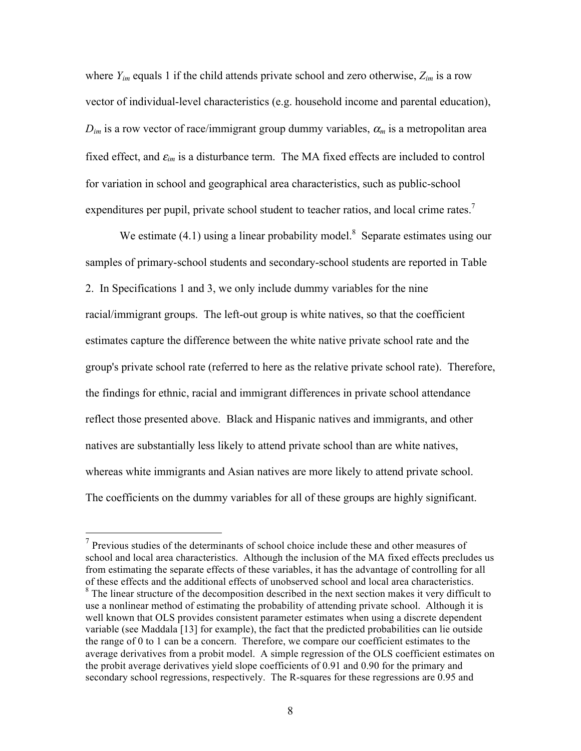where $Y_{im}$ equals 1 if the child attends private school and zero otherwise, $Z_{im}$ is a row vector of individual-level characteristics (e.g. household income and parental education), $D_{im}$ is a row vector of race/immigrant group dummy variables, $\alpha_m$ is a metropolitan area fixed effect, and $\varepsilon_{im}$ is a disturbance term. The MA fixed effects are included to control for variation in school and geographical area characteristics, such as public-school expenditures per pupil, private school student to teacher ratios, and local crime rates.[7]

We estimate (4.1) using a linear probability model.[8] Separate estimates using our samples of primary-school students and secondary-school students are reported in Table 2. In Specifications 1 and 3, we only include dummy variables for the nine racial/immigrant groups. The left-out group is white natives, so that the coefficient estimates capture the difference between the white native private school rate and the group's private school rate (referred to here as the relative private school rate). Therefore, the findings for ethnic, racial and immigrant differences in private school attendance reflect those presented above. Black and Hispanic natives and immigrants, and other natives are substantially less likely to attend private school than are white natives, whereas white immigrants and Asian natives are more likely to attend private school. The coefficients on the dummy variables for all of these groups are highly significant.

---

[7] Previous studies of the determinants of school choice include these and other measures of school and local area characteristics. Although the inclusion of the MA fixed effects precludes us from estimating the separate effects of these variables, it has the advantage of controlling for all of these effects and the additional effects of unobserved school and local area characteristics.

[8] The linear structure of the decomposition described in the next section makes it very difficult to use a nonlinear method of estimating the probability of attending private school. Although it is well known that OLS provides consistent parameter estimates when using a discrete dependent variable (see Maddala [13] for example), the fact that the predicted probabilities can lie outside the range of 0 to 1 can be a concern. Therefore, we compare our coefficient estimates to the average derivatives from a probit model. A simple regression of the OLS coefficient estimates on the probit average derivatives yield slope coefficients of 0.91 and 0.90 for the primary and secondary school regressions, respectively. The R-squares for these regressions are 0.95 and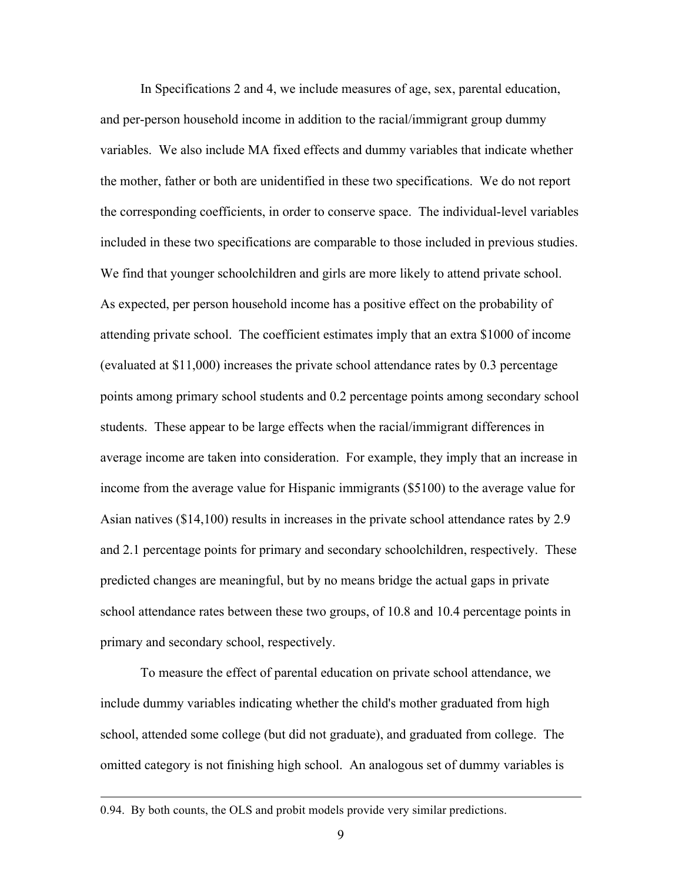In Specifications 2 and 4, we include measures of age, sex, parental education, and per-person household income in addition to the racial/immigrant group dummy variables. We also include MA fixed effects and dummy variables that indicate whether the mother, father or both are unidentified in these two specifications. We do not report the corresponding coefficients, in order to conserve space. The individual-level variables included in these two specifications are comparable to those included in previous studies. We find that younger schoolchildren and girls are more likely to attend private school. As expected, per person household income has a positive effect on the probability of attending private school. The coefficient estimates imply that an extra $1000 of income (evaluated at $11,000) increases the private school attendance rates by 0.3 percentage points among primary school students and 0.2 percentage points among secondary school students. These appear to be large effects when the racial/immigrant differences in average income are taken into consideration. For example, they imply that an increase in income from the average value for Hispanic immigrants ($5100) to the average value for Asian natives ($14,100) results in increases in the private school attendance rates by 2.9 and 2.1 percentage points for primary and secondary schoolchildren, respectively. These predicted changes are meaningful, but by no means bridge the actual gaps in private school attendance rates between these two groups, of 10.8 and 10.4 percentage points in primary and secondary school, respectively.

To measure the effect of parental education on private school attendance, we include dummy variables indicating whether the child's mother graduated from high school, attended some college (but did not graduate), and graduated from college. The omitted category is not finishing high school. An analogous set of dummy variables is

---

0.94. By both counts, the OLS and probit models provide very similar predictions.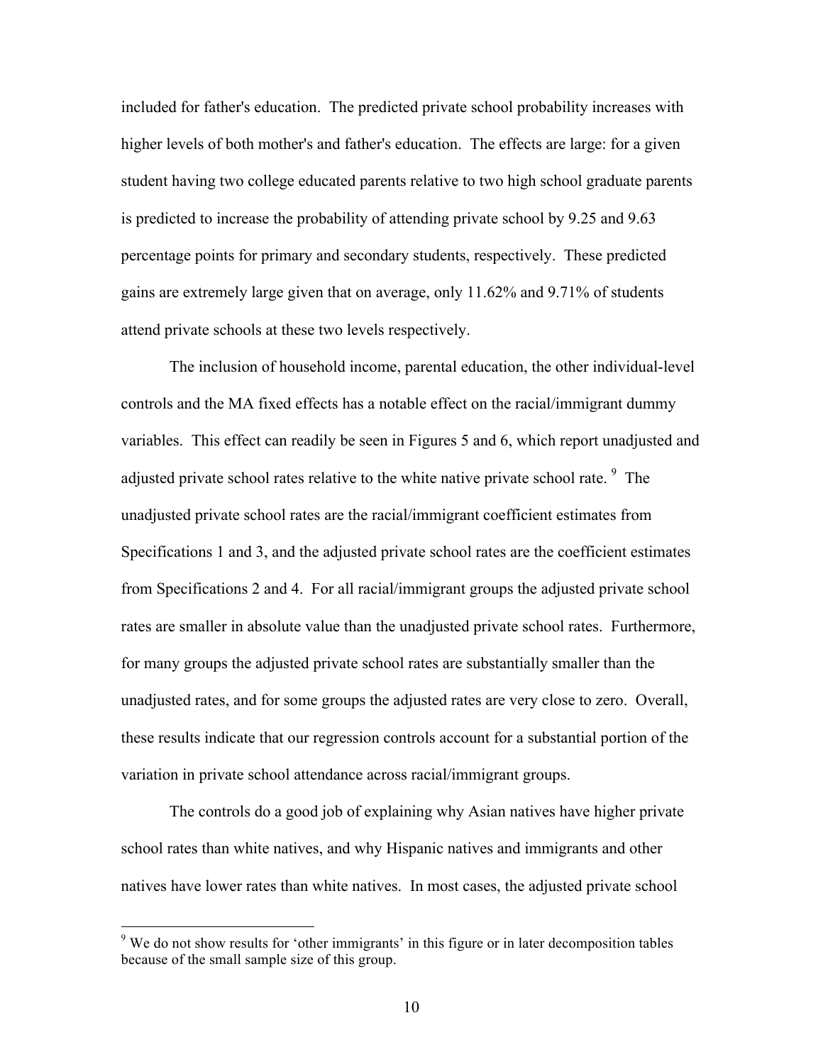included for father's education. The predicted private school probability increases with higher levels of both mother's and father's education. The effects are large: for a given student having two college educated parents relative to two high school graduate parents is predicted to increase the probability of attending private school by 9.25 and 9.63 percentage points for primary and secondary students, respectively. These predicted gains are extremely large given that on average, only 11.62% and 9.71% of students attend private schools at these two levels respectively.

The inclusion of household income, parental education, the other individual-level controls and the MA fixed effects has a notable effect on the racial/immigrant dummy variables. This effect can readily be seen in Figures 5 and 6, which report unadjusted and adjusted private school rates relative to the white native private school rate. [9] The unadjusted private school rates are the racial/immigrant coefficient estimates from Specifications 1 and 3, and the adjusted private school rates are the coefficient estimates from Specifications 2 and 4. For all racial/immigrant groups the adjusted private school rates are smaller in absolute value than the unadjusted private school rates. Furthermore, for many groups the adjusted private school rates are substantially smaller than the unadjusted rates, and for some groups the adjusted rates are very close to zero. Overall, these results indicate that our regression controls account for a substantial portion of the variation in private school attendance across racial/immigrant groups.

The controls do a good job of explaining why Asian natives have higher private school rates than white natives, and why Hispanic natives and immigrants and other natives have lower rates than white natives. In most cases, the adjusted private school

[9] We do not show results for 'other immigrants' in this figure or in later decomposition tables because of the small sample size of this group.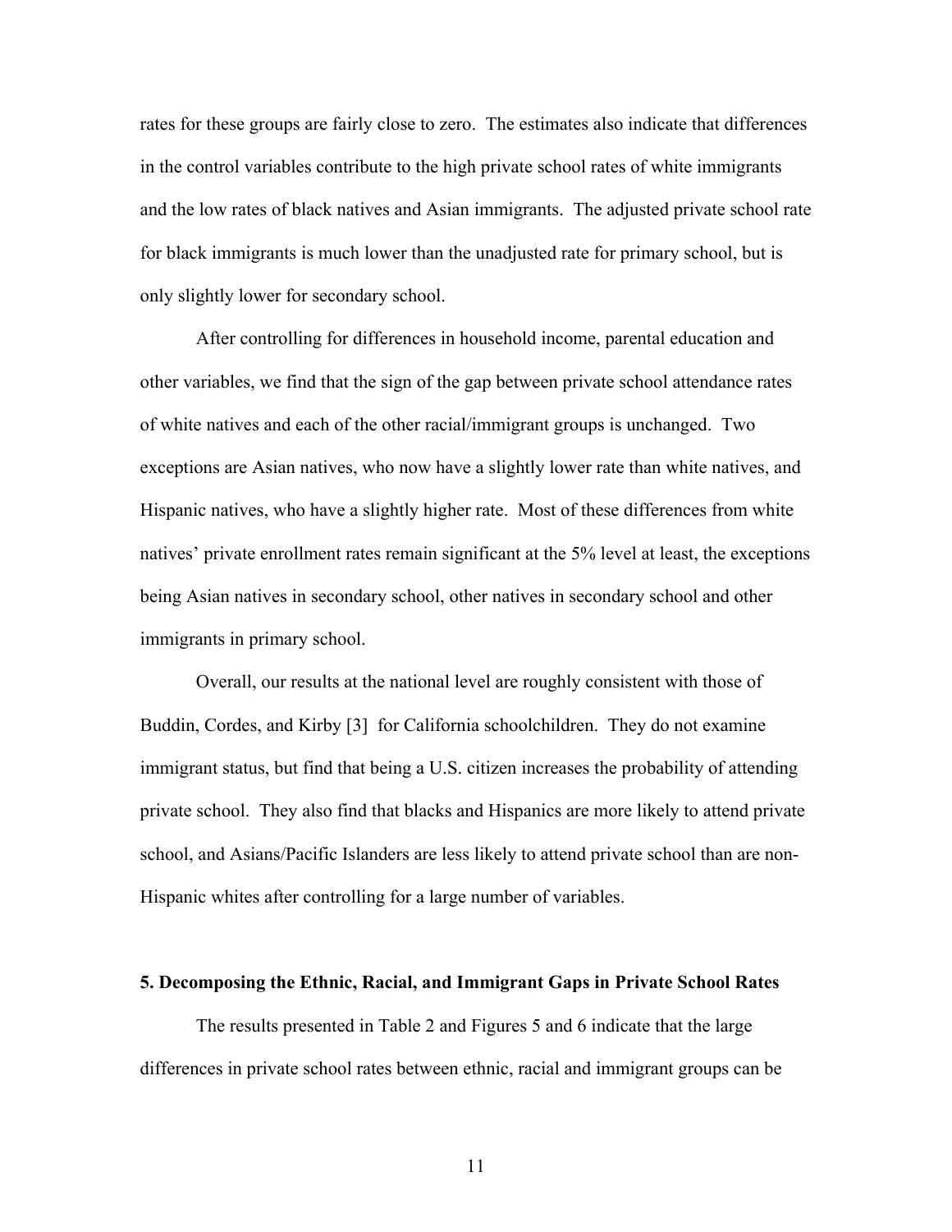rates for these groups are fairly close to zero. The estimates also indicate that differences in the control variables contribute to the high private school rates of white immigrants and the low rates of black natives and Asian immigrants. The adjusted private school rate for black immigrants is much lower than the unadjusted rate for primary school, but is only slightly lower for secondary school.

After controlling for differences in household income, parental education and other variables, we find that the sign of the gap between private school attendance rates of white natives and each of the other racial/immigrant groups is unchanged. Two exceptions are Asian natives, who now have a slightly lower rate than white natives, and Hispanic natives, who have a slightly higher rate. Most of these differences from white natives' private enrollment rates remain significant at the 5% level at least, the exceptions being Asian natives in secondary school, other natives in secondary school and other immigrants in primary school.

Overall, our results at the national level are roughly consistent with those of Buddin, Cordes, and Kirby [3] for California schoolchildren. They do not examine immigrant status, but find that being a U.S. citizen increases the probability of attending private school. They also find that blacks and Hispanics are more likely to attend private school, and Asians/Pacific Islanders are less likely to attend private school than are non-Hispanic whites after controlling for a large number of variables.

## 5. Decomposing the Ethnic, Racial, and Immigrant Gaps in Private School Rates

The results presented in Table 2 and Figures 5 and 6 indicate that the large differences in private school rates between ethnic, racial and immigrant groups can be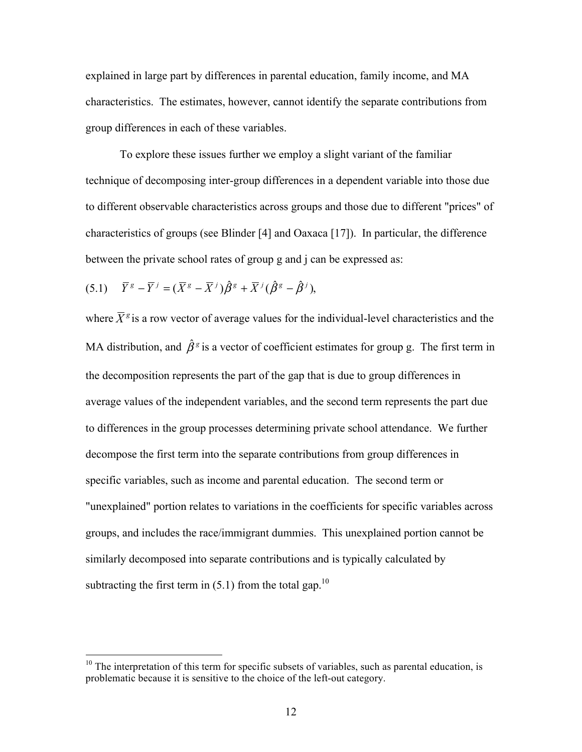explained in large part by differences in parental education, family income, and MA characteristics. The estimates, however, cannot identify the separate contributions from group differences in each of these variables.

To explore these issues further we employ a slight variant of the familiar technique of decomposing inter-group differences in a dependent variable into those due to different observable characteristics across groups and those due to different "prices" of characteristics of groups (see Blinder [4] and Oaxaca [17]). In particular, the difference between the private school rates of group g and j can be expressed as:

$$\text{(5.1)} \quad \bar{Y}^g - \bar{Y}^j = (\bar{X}^g - \bar{X}^j)\hat{\beta}^g + \bar{X}^j(\hat{\beta}^g - \hat{\beta}^j),$$

where $\bar{X}^g$ is a row vector of average values for the individual-level characteristics and the MA distribution, and $\hat{\beta}^g$ is a vector of coefficient estimates for group g. The first term in the decomposition represents the part of the gap that is due to group differences in average values of the independent variables, and the second term represents the part due to differences in the group processes determining private school attendance. We further decompose the first term into the separate contributions from group differences in specific variables, such as income and parental education. The second term or "unexplained" portion relates to variations in the coefficients for specific variables across groups, and includes the race/immigrant dummies. This unexplained portion cannot be similarly decomposed into separate contributions and is typically calculated by subtracting the first term in (5.1) from the total gap.[10]

---

[10] The interpretation of this term for specific subsets of variables, such as parental education, is problematic because it is sensitive to the choice of the left-out category.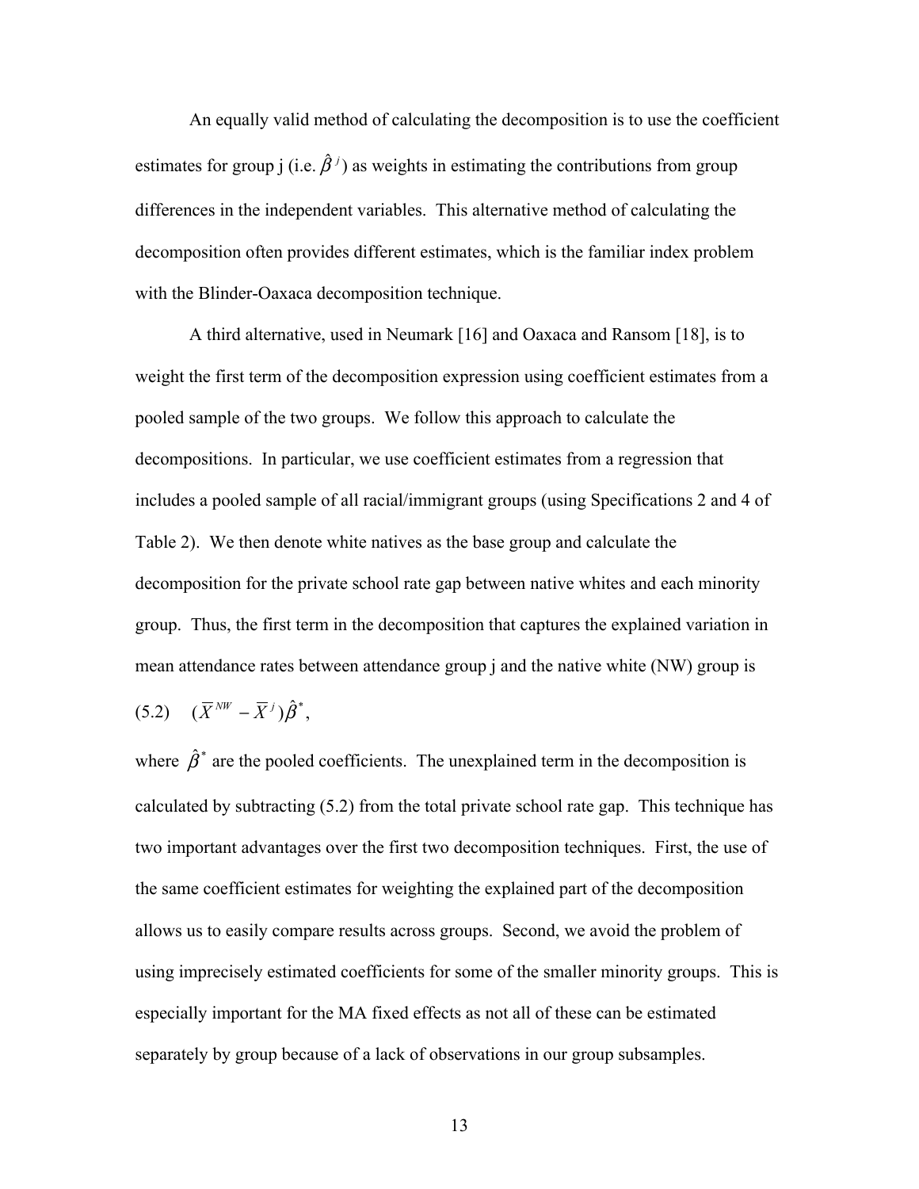An equally valid method of calculating the decomposition is to use the coefficient estimates for group j (i.e. $\hat{\beta}^{j}$) as weights in estimating the contributions from group differences in the independent variables. This alternative method of calculating the decomposition often provides different estimates, which is the familiar index problem with the Blinder-Oaxaca decomposition technique.

A third alternative, used in Neumark [16] and Oaxaca and Ransom [18], is to weight the first term of the decomposition expression using coefficient estimates from a pooled sample of the two groups. We follow this approach to calculate the decompositions. In particular, we use coefficient estimates from a regression that includes a pooled sample of all racial/immigrant groups (using Specifications 2 and 4 of Table 2). We then denote white natives as the base group and calculate the decomposition for the private school rate gap between native whites and each minority group. Thus, the first term in the decomposition that captures the explained variation in mean attendance rates between attendance group j and the native white (NW) group is

$$(5.2) \quad (\overline{X}^{NW} - \overline{X}^{j})\hat{\beta}^{*},$$

where $\hat{\beta}^{*}$ are the pooled coefficients. The unexplained term in the decomposition is calculated by subtracting (5.2) from the total private school rate gap. This technique has two important advantages over the first two decomposition techniques. First, the use of the same coefficient estimates for weighting the explained part of the decomposition allows us to easily compare results across groups. Second, we avoid the problem of using imprecisely estimated coefficients for some of the smaller minority groups. This is especially important for the MA fixed effects as not all of these can be estimated separately by group because of a lack of observations in our group subsamples.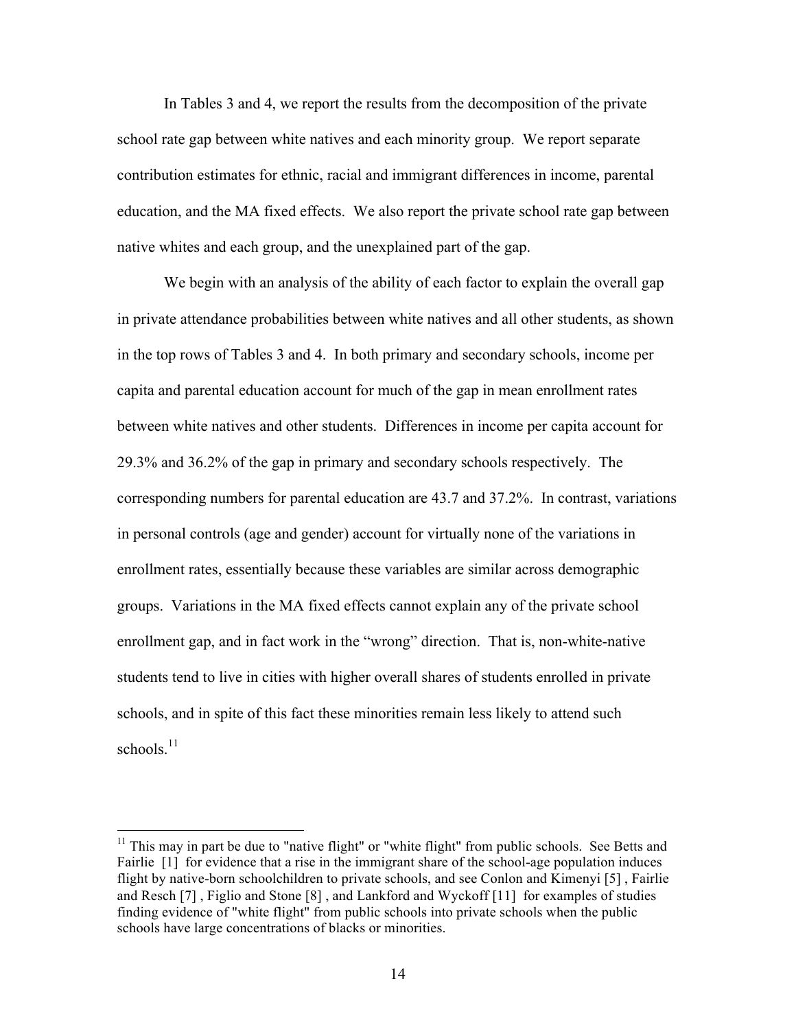In Tables 3 and 4, we report the results from the decomposition of the private school rate gap between white natives and each minority group. We report separate contribution estimates for ethnic, racial and immigrant differences in income, parental education, and the MA fixed effects. We also report the private school rate gap between native whites and each group, and the unexplained part of the gap.

We begin with an analysis of the ability of each factor to explain the overall gap in private attendance probabilities between white natives and all other students, as shown in the top rows of Tables 3 and 4. In both primary and secondary schools, income per capita and parental education account for much of the gap in mean enrollment rates between white natives and other students. Differences in income per capita account for 29.3% and 36.2% of the gap in primary and secondary schools respectively. The corresponding numbers for parental education are 43.7 and 37.2%. In contrast, variations in personal controls (age and gender) account for virtually none of the variations in enrollment rates, essentially because these variables are similar across demographic groups. Variations in the MA fixed effects cannot explain any of the private school enrollment gap, and in fact work in the "wrong" direction. That is, non-white-native students tend to live in cities with higher overall shares of students enrolled in private schools, and in spite of this fact these minorities remain less likely to attend such schools.[11]

[11] This may in part be due to "native flight" or "white flight" from public schools. See Betts and Fairlie [1] for evidence that a rise in the immigrant share of the school-age population induces flight by native-born schoolchildren to private schools, and see Conlon and Kimenyi [5] , Fairlie and Resch [7] , Figlio and Stone [8] , and Lankford and Wyckoff [11] for examples of studies finding evidence of "white flight" from public schools into private schools when the public schools have large concentrations of blacks or minorities.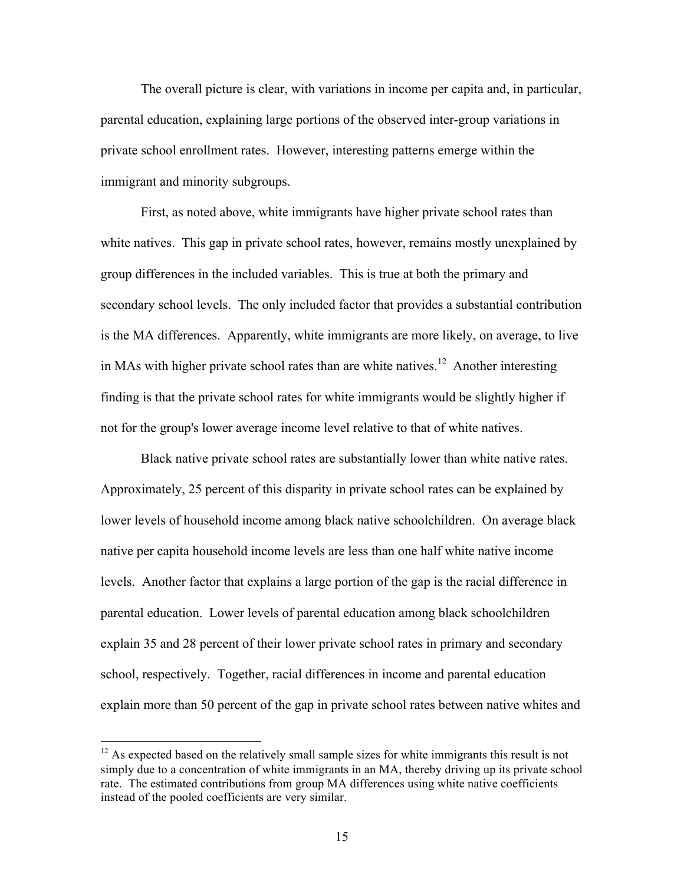The overall picture is clear, with variations in income per capita and, in particular, parental education, explaining large portions of the observed inter-group variations in private school enrollment rates. However, interesting patterns emerge within the immigrant and minority subgroups.

First, as noted above, white immigrants have higher private school rates than white natives. This gap in private school rates, however, remains mostly unexplained by group differences in the included variables. This is true at both the primary and secondary school levels. The only included factor that provides a substantial contribution is the MA differences. Apparently, white immigrants are more likely, on average, to live in MAs with higher private school rates than are white natives.[12] Another interesting finding is that the private school rates for white immigrants would be slightly higher if not for the group's lower average income level relative to that of white natives.

Black native private school rates are substantially lower than white native rates. Approximately, 25 percent of this disparity in private school rates can be explained by lower levels of household income among black native schoolchildren. On average black native per capita household income levels are less than one half white native income levels. Another factor that explains a large portion of the gap is the racial difference in parental education. Lower levels of parental education among black schoolchildren explain 35 and 28 percent of their lower private school rates in primary and secondary school, respectively. Together, racial differences in income and parental education explain more than 50 percent of the gap in private school rates between native whites and

[12] As expected based on the relatively small sample sizes for white immigrants this result is not simply due to a concentration of white immigrants in an MA, thereby driving up its private school rate. The estimated contributions from group MA differences using white native coefficients instead of the pooled coefficients are very similar.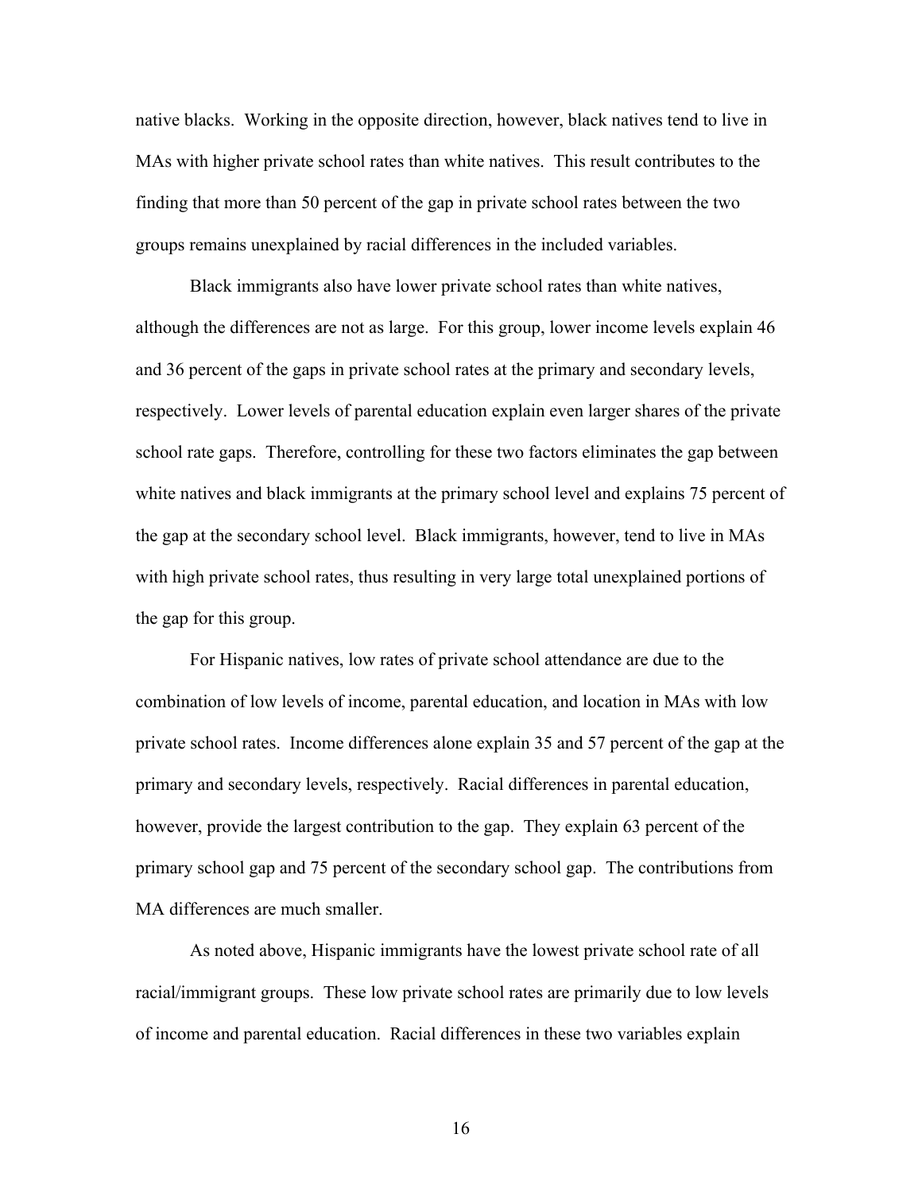native blacks. Working in the opposite direction, however, black natives tend to live in MAs with higher private school rates than white natives. This result contributes to the finding that more than 50 percent of the gap in private school rates between the two groups remains unexplained by racial differences in the included variables.

Black immigrants also have lower private school rates than white natives, although the differences are not as large. For this group, lower income levels explain 46 and 36 percent of the gaps in private school rates at the primary and secondary levels, respectively. Lower levels of parental education explain even larger shares of the private school rate gaps. Therefore, controlling for these two factors eliminates the gap between white natives and black immigrants at the primary school level and explains 75 percent of the gap at the secondary school level. Black immigrants, however, tend to live in MAs with high private school rates, thus resulting in very large total unexplained portions of the gap for this group.

For Hispanic natives, low rates of private school attendance are due to the combination of low levels of income, parental education, and location in MAs with low private school rates. Income differences alone explain 35 and 57 percent of the gap at the primary and secondary levels, respectively. Racial differences in parental education, however, provide the largest contribution to the gap. They explain 63 percent of the primary school gap and 75 percent of the secondary school gap. The contributions from MA differences are much smaller.

As noted above, Hispanic immigrants have the lowest private school rate of all racial/immigrant groups. These low private school rates are primarily due to low levels of income and parental education. Racial differences in these two variables explain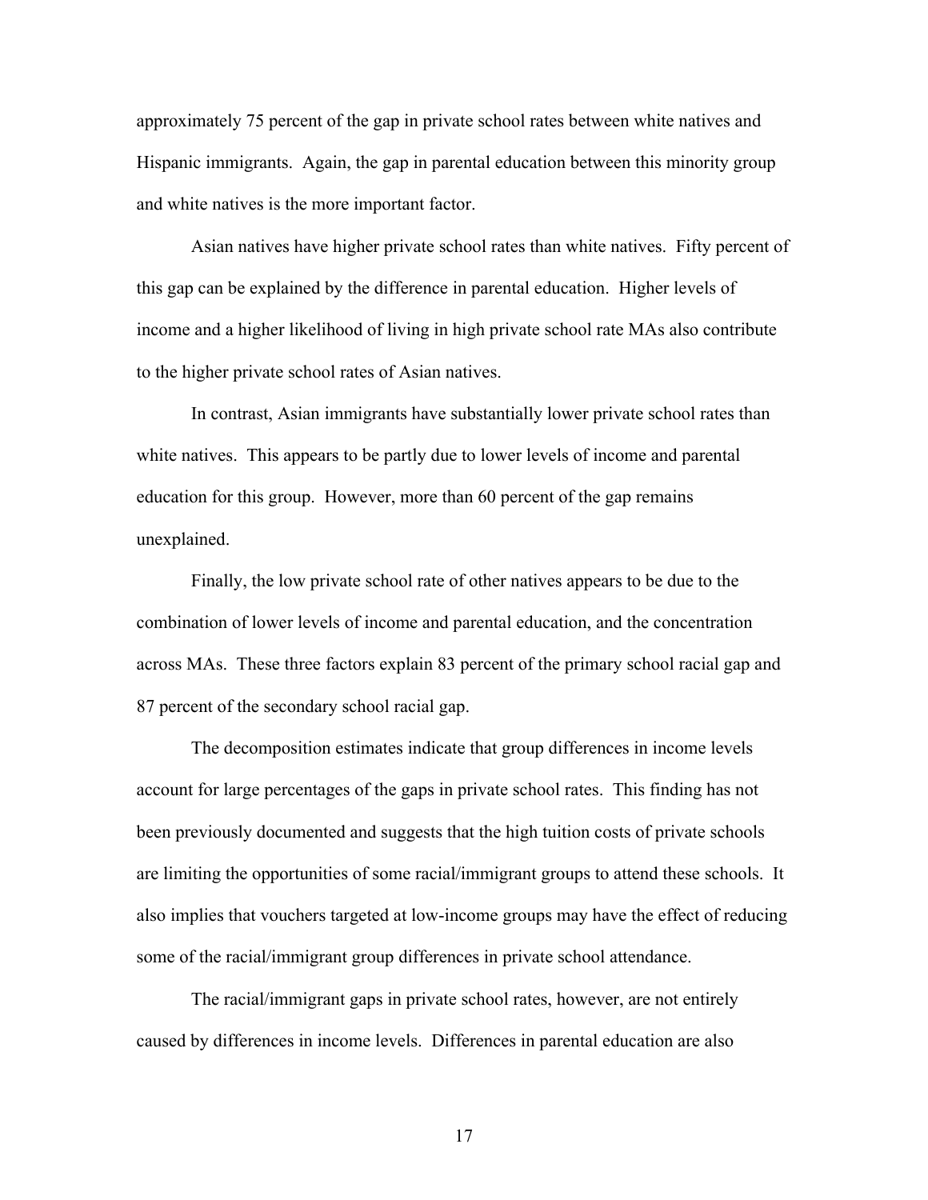approximately 75 percent of the gap in private school rates between white natives and Hispanic immigrants. Again, the gap in parental education between this minority group and white natives is the more important factor.

Asian natives have higher private school rates than white natives. Fifty percent of this gap can be explained by the difference in parental education. Higher levels of income and a higher likelihood of living in high private school rate MAs also contribute to the higher private school rates of Asian natives.

In contrast, Asian immigrants have substantially lower private school rates than white natives. This appears to be partly due to lower levels of income and parental education for this group. However, more than 60 percent of the gap remains unexplained.

Finally, the low private school rate of other natives appears to be due to the combination of lower levels of income and parental education, and the concentration across MAs. These three factors explain 83 percent of the primary school racial gap and 87 percent of the secondary school racial gap.

The decomposition estimates indicate that group differences in income levels account for large percentages of the gaps in private school rates. This finding has not been previously documented and suggests that the high tuition costs of private schools are limiting the opportunities of some racial/immigrant groups to attend these schools. It also implies that vouchers targeted at low-income groups may have the effect of reducing some of the racial/immigrant group differences in private school attendance.

The racial/immigrant gaps in private school rates, however, are not entirely caused by differences in income levels. Differences in parental education are also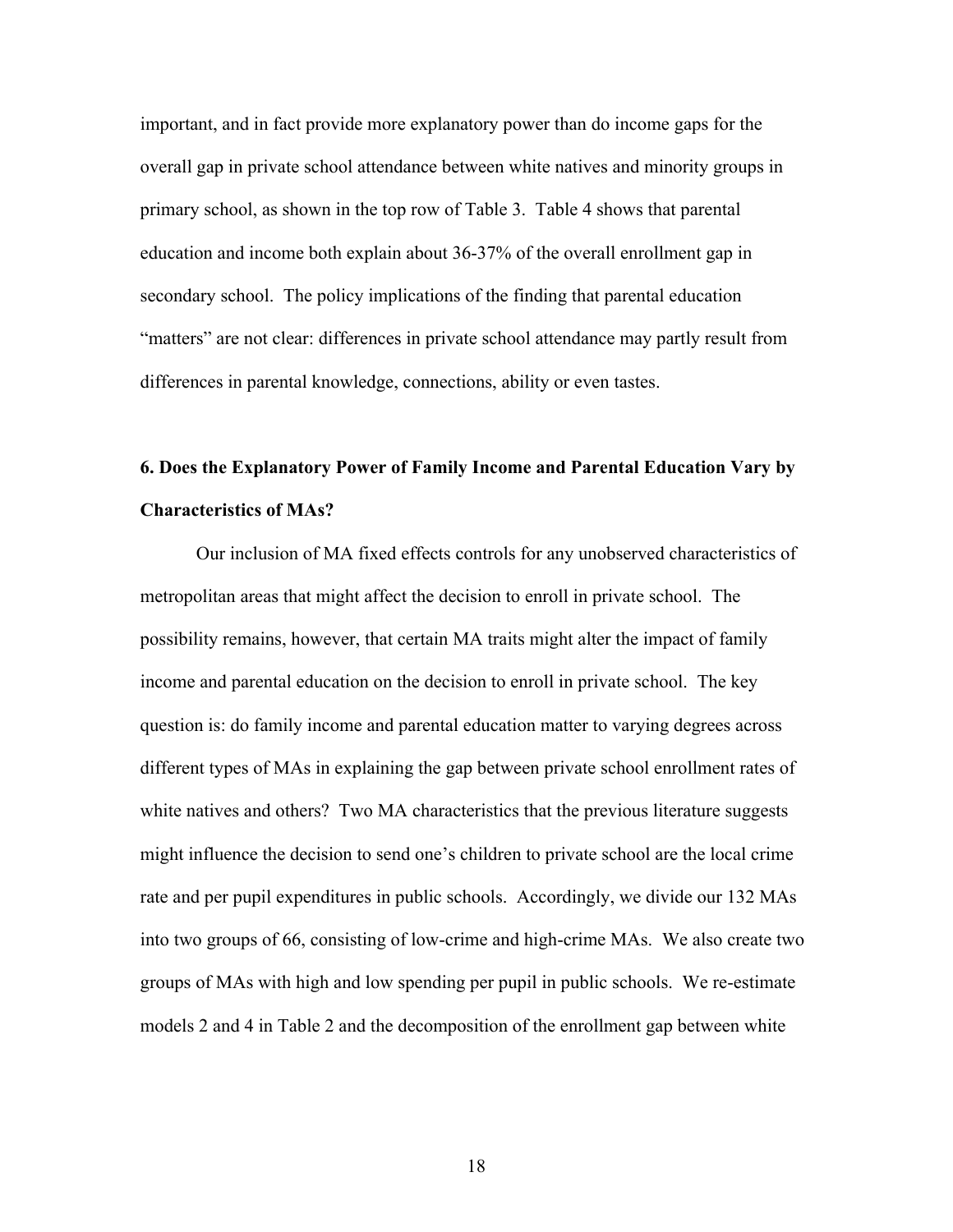important, and in fact provide more explanatory power than do income gaps for the overall gap in private school attendance between white natives and minority groups in primary school, as shown in the top row of Table 3. Table 4 shows that parental education and income both explain about 36-37% of the overall enrollment gap in secondary school. The policy implications of the finding that parental education "matters" are not clear: differences in private school attendance may partly result from differences in parental knowledge, connections, ability or even tastes.

## 6. Does the Explanatory Power of Family Income and Parental Education Vary by Characteristics of MAs?

Our inclusion of MA fixed effects controls for any unobserved characteristics of metropolitan areas that might affect the decision to enroll in private school. The possibility remains, however, that certain MA traits might alter the impact of family income and parental education on the decision to enroll in private school. The key question is: do family income and parental education matter to varying degrees across different types of MAs in explaining the gap between private school enrollment rates of white natives and others? Two MA characteristics that the previous literature suggests might influence the decision to send one's children to private school are the local crime rate and per pupil expenditures in public schools. Accordingly, we divide our 132 MAs into two groups of 66, consisting of low-crime and high-crime MAs. We also create two groups of MAs with high and low spending per pupil in public schools. We re-estimate models 2 and 4 in Table 2 and the decomposition of the enrollment gap between white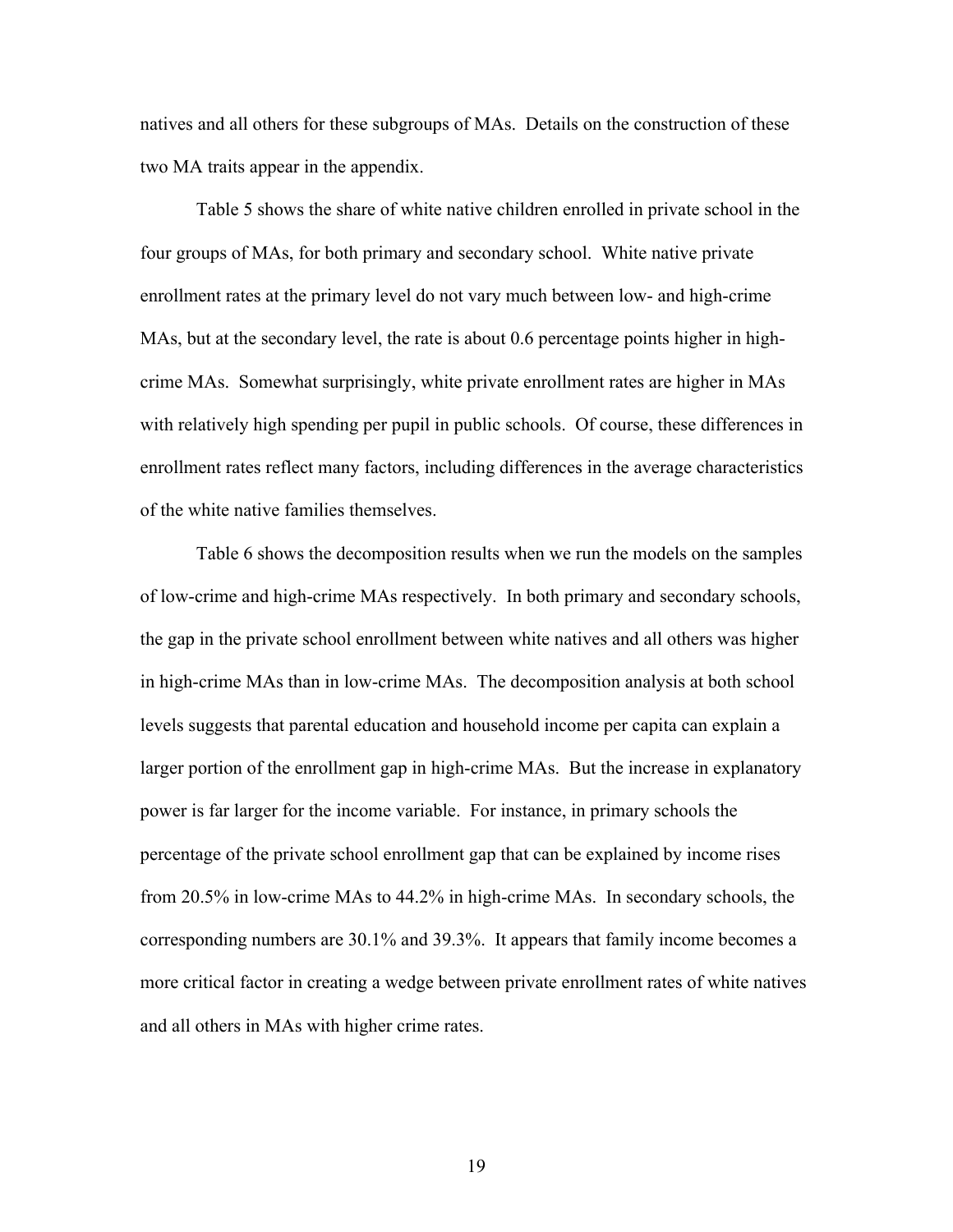natives and all others for these subgroups of MAs. Details on the construction of these two MA traits appear in the appendix.

Table 5 shows the share of white native children enrolled in private school in the four groups of MAs, for both primary and secondary school. White native private enrollment rates at the primary level do not vary much between low- and high-crime MAs, but at the secondary level, the rate is about 0.6 percentage points higher in high-crime MAs. Somewhat surprisingly, white private enrollment rates are higher in MAs with relatively high spending per pupil in public schools. Of course, these differences in enrollment rates reflect many factors, including differences in the average characteristics of the white native families themselves.

Table 6 shows the decomposition results when we run the models on the samples of low-crime and high-crime MAs respectively. In both primary and secondary schools, the gap in the private school enrollment between white natives and all others was higher in high-crime MAs than in low-crime MAs. The decomposition analysis at both school levels suggests that parental education and household income per capita can explain a larger portion of the enrollment gap in high-crime MAs. But the increase in explanatory power is far larger for the income variable. For instance, in primary schools the percentage of the private school enrollment gap that can be explained by income rises from 20.5% in low-crime MAs to 44.2% in high-crime MAs. In secondary schools, the corresponding numbers are 30.1% and 39.3%. It appears that family income becomes a more critical factor in creating a wedge between private enrollment rates of white natives and all others in MAs with higher crime rates.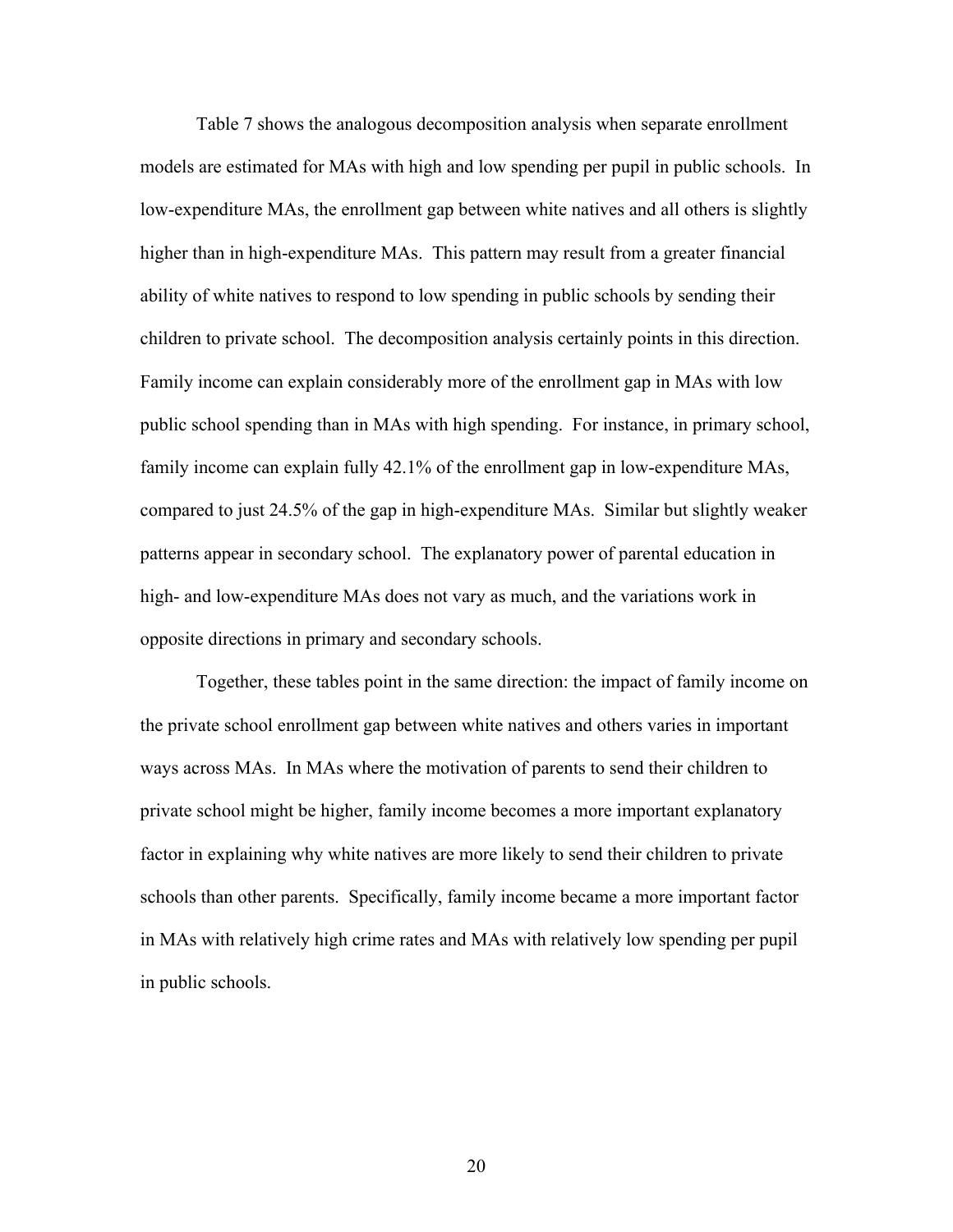Table 7 shows the analogous decomposition analysis when separate enrollment models are estimated for MAs with high and low spending per pupil in public schools. In low-expenditure MAs, the enrollment gap between white natives and all others is slightly higher than in high-expenditure MAs. This pattern may result from a greater financial ability of white natives to respond to low spending in public schools by sending their children to private school. The decomposition analysis certainly points in this direction. Family income can explain considerably more of the enrollment gap in MAs with low public school spending than in MAs with high spending. For instance, in primary school, family income can explain fully 42.1% of the enrollment gap in low-expenditure MAs, compared to just 24.5% of the gap in high-expenditure MAs. Similar but slightly weaker patterns appear in secondary school. The explanatory power of parental education in high- and low-expenditure MAs does not vary as much, and the variations work in opposite directions in primary and secondary schools.

Together, these tables point in the same direction: the impact of family income on the private school enrollment gap between white natives and others varies in important ways across MAs. In MAs where the motivation of parents to send their children to private school might be higher, family income becomes a more important explanatory factor in explaining why white natives are more likely to send their children to private schools than other parents. Specifically, family income became a more important factor in MAs with relatively high crime rates and MAs with relatively low spending per pupil in public schools.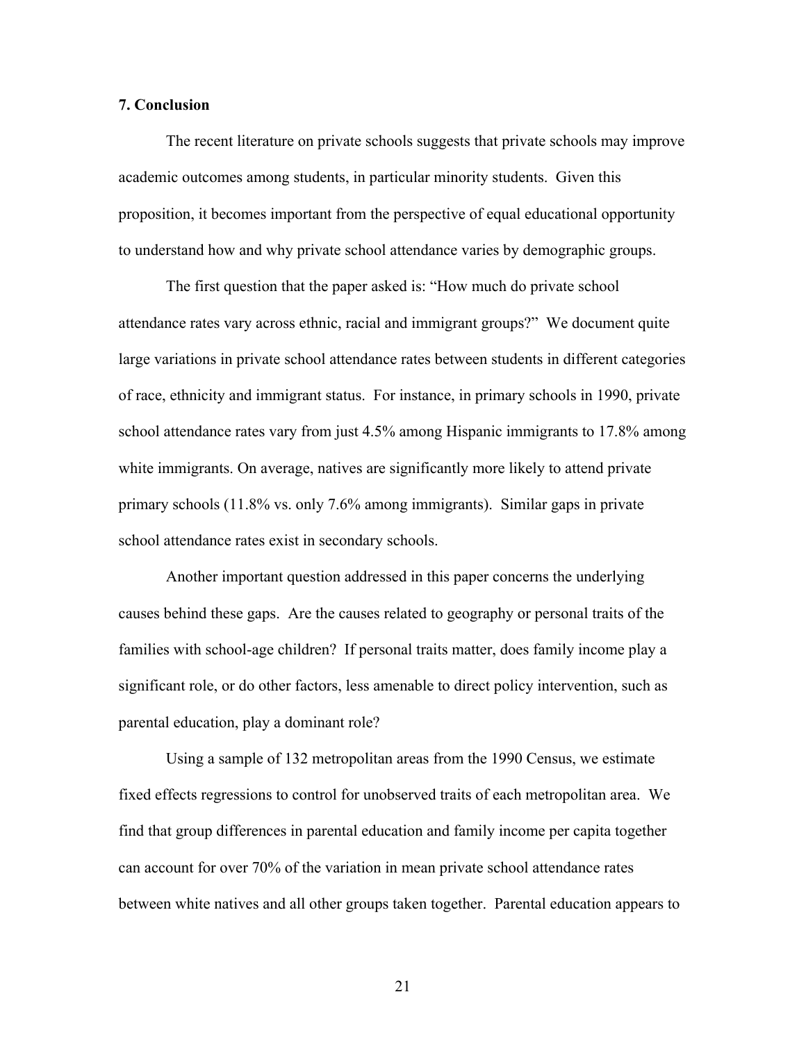## 7. Conclusion

The recent literature on private schools suggests that private schools may improve academic outcomes among students, in particular minority students. Given this proposition, it becomes important from the perspective of equal educational opportunity to understand how and why private school attendance varies by demographic groups.

The first question that the paper asked is: "How much do private school attendance rates vary across ethnic, racial and immigrant groups?" We document quite large variations in private school attendance rates between students in different categories of race, ethnicity and immigrant status. For instance, in primary schools in 1990, private school attendance rates vary from just 4.5% among Hispanic immigrants to 17.8% among white immigrants. On average, natives are significantly more likely to attend private primary schools (11.8% vs. only 7.6% among immigrants). Similar gaps in private school attendance rates exist in secondary schools.

Another important question addressed in this paper concerns the underlying causes behind these gaps. Are the causes related to geography or personal traits of the families with school-age children? If personal traits matter, does family income play a significant role, or do other factors, less amenable to direct policy intervention, such as parental education, play a dominant role?

Using a sample of 132 metropolitan areas from the 1990 Census, we estimate fixed effects regressions to control for unobserved traits of each metropolitan area. We find that group differences in parental education and family income per capita together can account for over 70% of the variation in mean private school attendance rates between white natives and all other groups taken together. Parental education appears to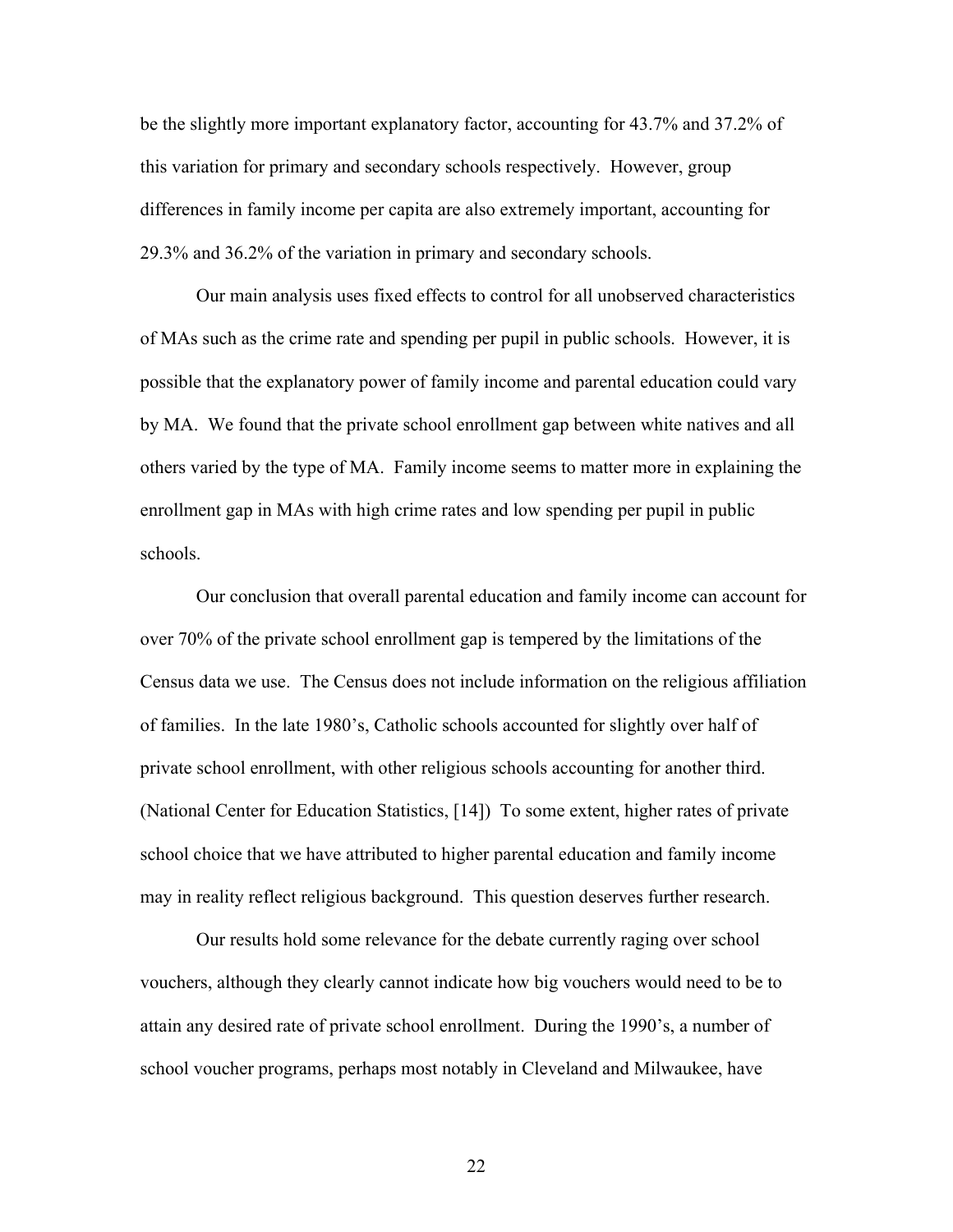be the slightly more important explanatory factor, accounting for 43.7% and 37.2% of this variation for primary and secondary schools respectively. However, group differences in family income per capita are also extremely important, accounting for 29.3% and 36.2% of the variation in primary and secondary schools.

Our main analysis uses fixed effects to control for all unobserved characteristics of MAs such as the crime rate and spending per pupil in public schools. However, it is possible that the explanatory power of family income and parental education could vary by MA. We found that the private school enrollment gap between white natives and all others varied by the type of MA. Family income seems to matter more in explaining the enrollment gap in MAs with high crime rates and low spending per pupil in public schools.

Our conclusion that overall parental education and family income can account for over 70% of the private school enrollment gap is tempered by the limitations of the Census data we use. The Census does not include information on the religious affiliation of families. In the late 1980's, Catholic schools accounted for slightly over half of private school enrollment, with other religious schools accounting for another third. (National Center for Education Statistics, [14]) To some extent, higher rates of private school choice that we have attributed to higher parental education and family income may in reality reflect religious background. This question deserves further research.

Our results hold some relevance for the debate currently raging over school vouchers, although they clearly cannot indicate how big vouchers would need to be to attain any desired rate of private school enrollment. During the 1990's, a number of school voucher programs, perhaps most notably in Cleveland and Milwaukee, have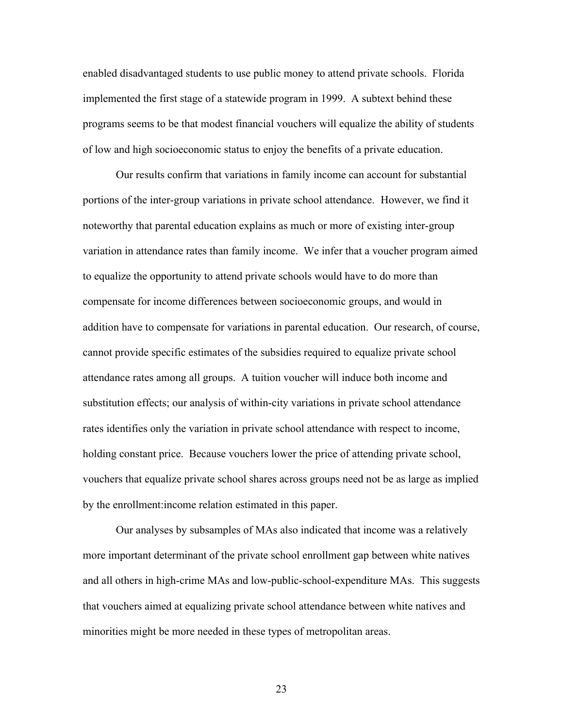enabled disadvantaged students to use public money to attend private schools. Florida implemented the first stage of a statewide program in 1999. A subtext behind these programs seems to be that modest financial vouchers will equalize the ability of students of low and high socioeconomic status to enjoy the benefits of a private education.

Our results confirm that variations in family income can account for substantial portions of the inter-group variations in private school attendance. However, we find it noteworthy that parental education explains as much or more of existing inter-group variation in attendance rates than family income. We infer that a voucher program aimed to equalize the opportunity to attend private schools would have to do more than compensate for income differences between socioeconomic groups, and would in addition have to compensate for variations in parental education. Our research, of course, cannot provide specific estimates of the subsidies required to equalize private school attendance rates among all groups. A tuition voucher will induce both income and substitution effects; our analysis of within-city variations in private school attendance rates identifies only the variation in private school attendance with respect to income, holding constant price. Because vouchers lower the price of attending private school, vouchers that equalize private school shares across groups need not be as large as implied by the enrollment:income relation estimated in this paper.

Our analyses by subsamples of MAs also indicated that income was a relatively more important determinant of the private school enrollment gap between white natives and all others in high-crime MAs and low-public-school-expenditure MAs. This suggests that vouchers aimed at equalizing private school attendance between white natives and minorities might be more needed in these types of metropolitan areas.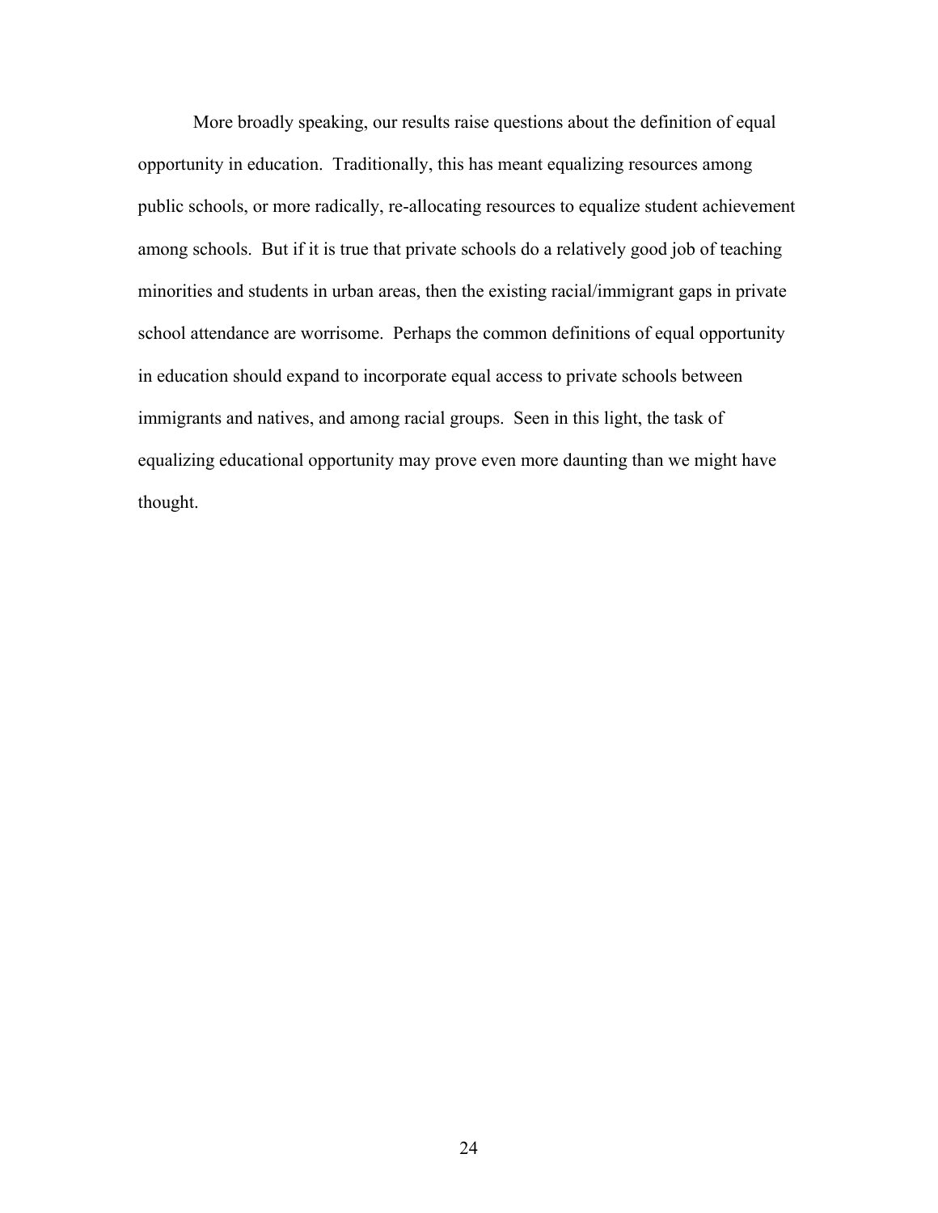More broadly speaking, our results raise questions about the definition of equal opportunity in education. Traditionally, this has meant equalizing resources among public schools, or more radically, re-allocating resources to equalize student achievement among schools. But if it is true that private schools do a relatively good job of teaching minorities and students in urban areas, then the existing racial/immigrant gaps in private school attendance are worrisome. Perhaps the common definitions of equal opportunity in education should expand to incorporate equal access to private schools between immigrants and natives, and among racial groups. Seen in this light, the task of equalizing educational opportunity may prove even more daunting than we might have thought.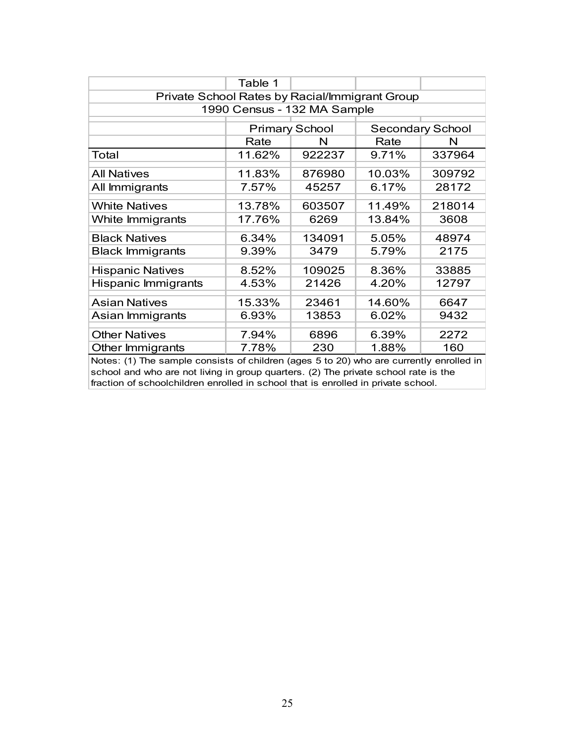Table 1

Private School Rates by Racial/Immigrant Group

1990 Census - 132 MA Sample

| | Primary School | | Secondary School | |
|---|---|---|---|---|
| | Rate | N | Rate | N |
| Total | 11.62% | 922237 | 9.71% | 337964 |
| All Natives | 11.83% | 876980 | 10.03% | 309792 |
| All Immigrants | 7.57% | 45257 | 6.17% | 28172 |
| White Natives | 13.78% | 603507 | 11.49% | 218014 |
| White Immigrants | 17.76% | 6269 | 13.84% | 3608 |
| Black Natives | 6.34% | 134091 | 5.05% | 48974 |
| Black Immigrants | 9.39% | 3479 | 5.79% | 2175 |
| Hispanic Natives | 8.52% | 109025 | 8.36% | 33885 |
| Hispanic Immigrants | 4.53% | 21426 | 4.20% | 12797 |
| Asian Natives | 15.33% | 23461 | 14.60% | 6647 |
| Asian Immigrants | 6.93% | 13853 | 6.02% | 9432 |
| Other Natives | 7.94% | 6896 | 6.39% | 2272 |
| Other Immigrants | 7.78% | 230 | 1.88% | 160 |

Notes: (1) The sample consists of children (ages 5 to 20) who are currently enrolled in school and who are not living in group quarters. (2) The private school rate is the fraction of schoolchildren enrolled in school that is enrolled in private school.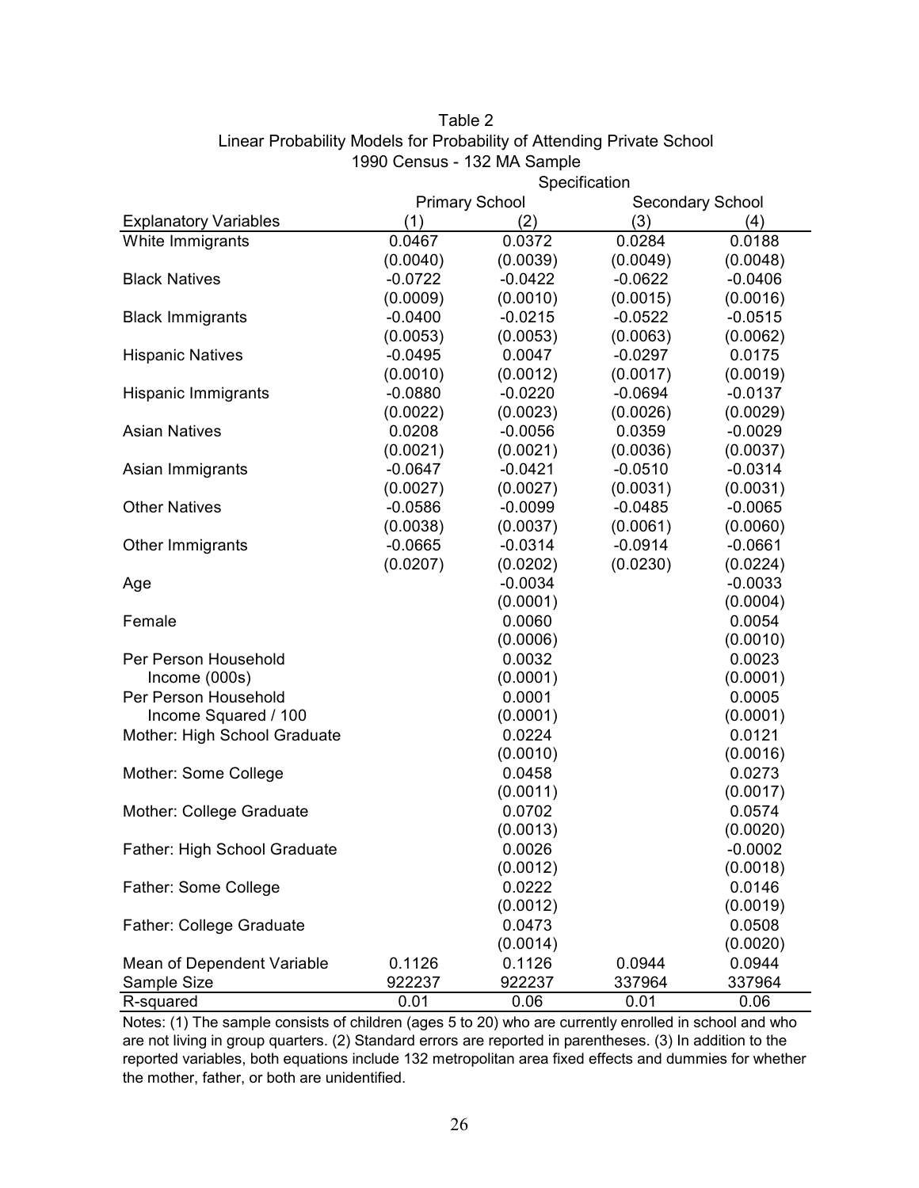Table 2
Linear Probability Models for Probability of Attending Private School
1990 Census - 132 MA Sample

| | Specification | | | |
|---|---|---|---|---|
| | Primary School | | Secondary School | |
| Explanatory Variables | (1) | (2) | (3) | (4) |
| White Immigrants | 0.0467 | 0.0372 | 0.0284 | 0.0188 |
| | (0.0040) | (0.0039) | (0.0049) | (0.0048) |
| Black Natives | -0.0722 | -0.0422 | -0.0622 | -0.0406 |
| | (0.0009) | (0.0010) | (0.0015) | (0.0016) |
| Black Immigrants | -0.0400 | -0.0215 | -0.0522 | -0.0515 |
| | (0.0053) | (0.0053) | (0.0063) | (0.0062) |
| Hispanic Natives | -0.0495 | 0.0047 | -0.0297 | 0.0175 |
| | (0.0010) | (0.0012) | (0.0017) | (0.0019) |
| Hispanic Immigrants | -0.0880 | -0.0220 | -0.0694 | -0.0137 |
| | (0.0022) | (0.0023) | (0.0026) | (0.0029) |
| Asian Natives | 0.0208 | -0.0056 | 0.0359 | -0.0029 |
| | (0.0021) | (0.0021) | (0.0036) | (0.0037) |
| Asian Immigrants | -0.0647 | -0.0421 | -0.0510 | -0.0314 |
| | (0.0027) | (0.0027) | (0.0031) | (0.0031) |
| Other Natives | -0.0586 | -0.0099 | -0.0485 | -0.0065 |
| | (0.0038) | (0.0037) | (0.0061) | (0.0060) |
| Other Immigrants | -0.0665 | -0.0314 | -0.0914 | -0.0661 |
| | (0.0207) | (0.0202) | (0.0230) | (0.0224) |
| Age | | -0.0034 | | -0.0033 |
| | | (0.0001) | | (0.0004) |
| Female | | 0.0060 | | 0.0054 |
| | | (0.0006) | | (0.0010) |
| Per Person Household Income (000s) | | 0.0032 | | 0.0023 |
| | | (0.0001) | | (0.0001) |
| Per Person Household Income Squared / 100 | | 0.0001 | | 0.0005 |
| | | (0.0001) | | (0.0001) |
| Mother: High School Graduate | | 0.0224 | | 0.0121 |
| | | (0.0010) | | (0.0016) |
| Mother: Some College | | 0.0458 | | 0.0273 |
| | | (0.0011) | | (0.0017) |
| Mother: College Graduate | | 0.0702 | | 0.0574 |
| | | (0.0013) | | (0.0020) |
| Father: High School Graduate | | 0.0026 | | -0.0002 |
| | | (0.0012) | | (0.0018) |
| Father: Some College | | 0.0222 | | 0.0146 |
| | | (0.0012) | | (0.0019) |
| Father: College Graduate | | 0.0473 | | 0.0508 |
| | | (0.0014) | | (0.0020) |
| Mean of Dependent Variable | 0.1126 | 0.1126 | 0.0944 | 0.0944 |
| Sample Size | 922237 | 922237 | 337964 | 337964 |
| R-squared | 0.01 | 0.06 | 0.01 | 0.06 |

Notes: (1) The sample consists of children (ages 5 to 20) who are currently enrolled in school and who are not living in group quarters. (2) Standard errors are reported in parentheses. (3) In addition to the reported variables, both equations include 132 metropolitan area fixed effects and dummies for whether the mother, father, or both are unidentified.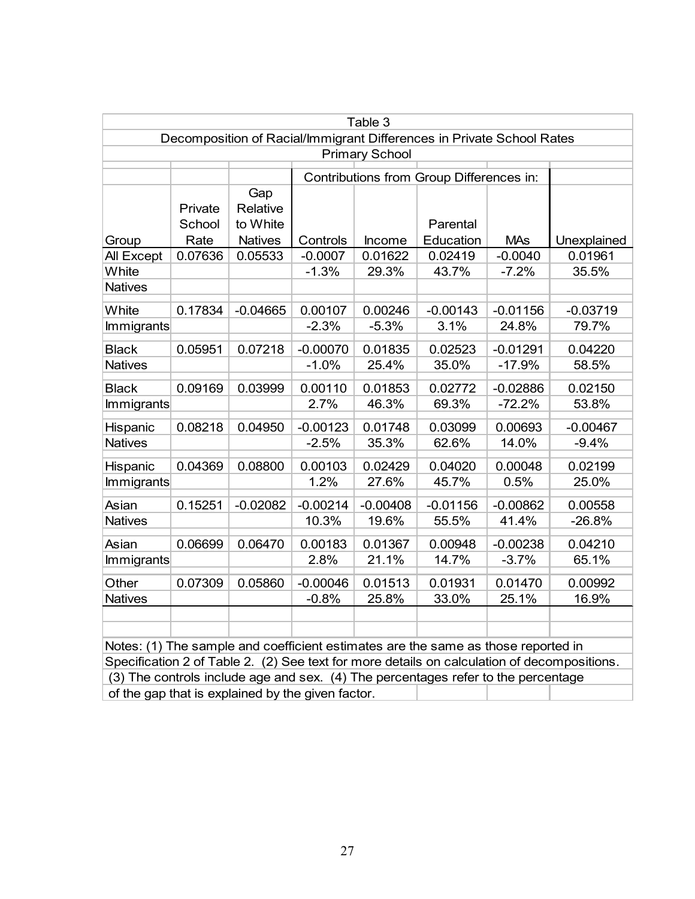Table 3

Decomposition of Racial/Immigrant Differences in Private School Rates

Primary School

| | | | Contributions from Group Differences in: | | | | |
|---|---|---|---|---|---|---|---|
| Group | Private School Rate | Gap Relative to White Natives | Controls | Income | Parental Education | MAs | Unexplained |
| All Except White Natives | 0.07636 | 0.05533 | -0.0007 | 0.01622 | 0.02419 | -0.0040 | 0.01961 |
| | | | -1.3% | 29.3% | 43.7% | -7.2% | 35.5% |
| White Immigrants | 0.17834 | -0.04665 | 0.00107 | 0.00246 | -0.00143 | -0.01156 | -0.03719 |
| | | | -2.3% | -5.3% | 3.1% | 24.8% | 79.7% |
| Black Natives | 0.05951 | 0.07218 | -0.00070 | 0.01835 | 0.02523 | -0.01291 | 0.04220 |
| | | | -1.0% | 25.4% | 35.0% | -17.9% | 58.5% |
| Black Immigrants | 0.09169 | 0.03999 | 0.00110 | 0.01853 | 0.02772 | -0.02886 | 0.02150 |
| | | | 2.7% | 46.3% | 69.3% | -72.2% | 53.8% |
| Hispanic Natives | 0.08218 | 0.04950 | -0.00123 | 0.01748 | 0.03099 | 0.00693 | -0.00467 |
| | | | -2.5% | 35.3% | 62.6% | 14.0% | -9.4% |
| Hispanic Immigrants | 0.04369 | 0.08800 | 0.00103 | 0.02429 | 0.04020 | 0.00048 | 0.02199 |
| | | | 1.2% | 27.6% | 45.7% | 0.5% | 25.0% |
| Asian Natives | 0.15251 | -0.02082 | -0.00214 | -0.00408 | -0.01156 | -0.00862 | 0.00558 |
| | | | 10.3% | 19.6% | 55.5% | 41.4% | -26.8% |
| Asian Immigrants | 0.06699 | 0.06470 | 0.00183 | 0.01367 | 0.00948 | -0.00238 | 0.04210 |
| | | | 2.8% | 21.1% | 14.7% | -3.7% | 65.1% |
| Other Natives | 0.07309 | 0.05860 | -0.00046 | 0.01513 | 0.01931 | 0.01470 | 0.00992 |
| | | | -0.8% | 25.8% | 33.0% | 25.1% | 16.9% |

Notes: (1) The sample and coefficient estimates are the same as those reported in Specification 2 of Table 2. (2) See text for more details on calculation of decompositions. (3) The controls include age and sex. (4) The percentages refer to the percentage of the gap that is explained by the given factor.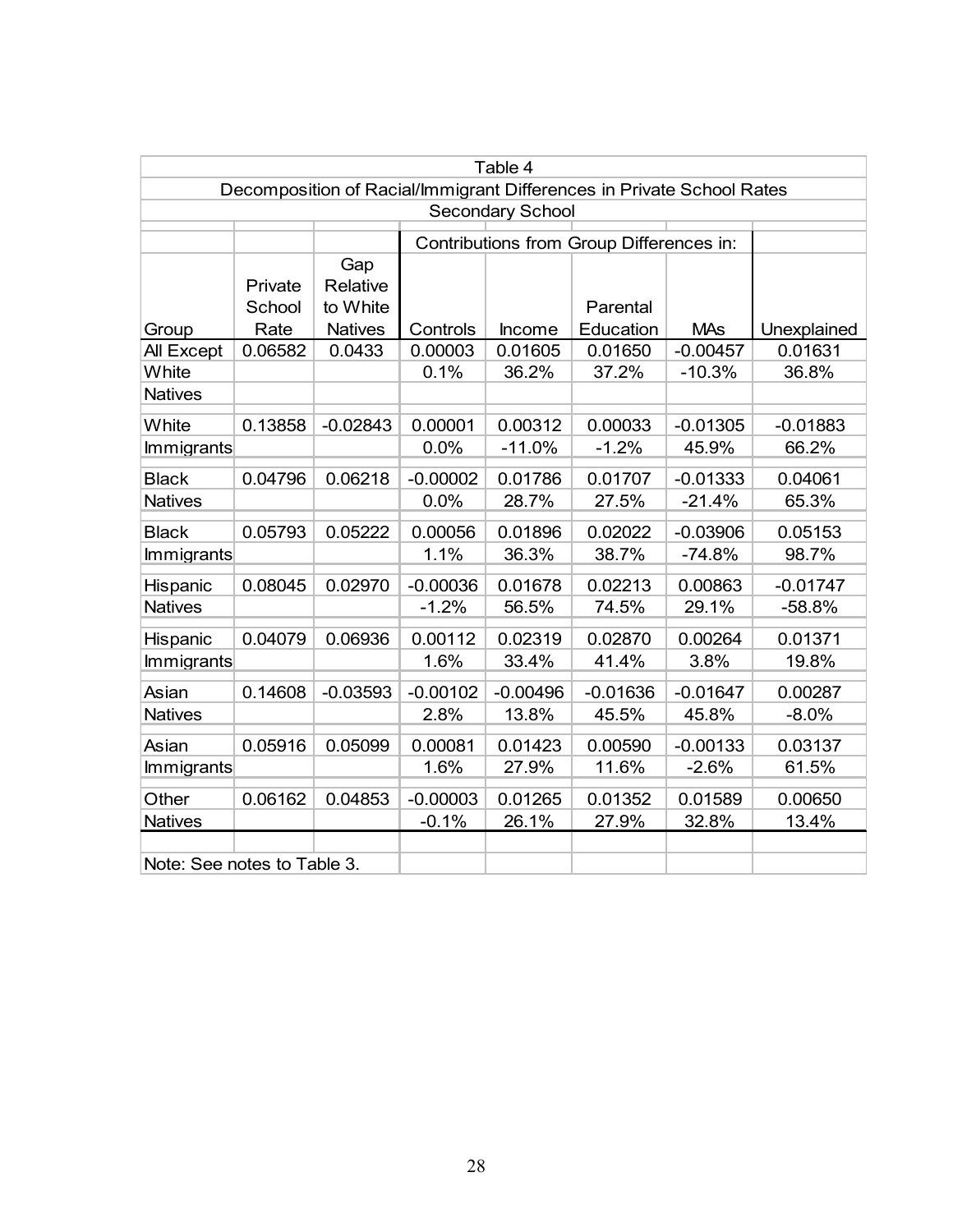Table 4

Decomposition of Racial/Immigrant Differences in Private School Rates

Secondary School

| Group | Private School Rate | Gap Relative to White Natives | Contributions from Group Differences in: Controls | Income | Parental Education | MAs | Unexplained |
|---|---|---|---|---|---|---|---|
| All Except White Natives | 0.06582 | 0.0433 | 0.00003 | 0.01605 | 0.01650 | -0.00457 | 0.01631 |
| | | | 0.1% | 36.2% | 37.2% | -10.3% | 36.8% |
| White Immigrants | 0.13858 | -0.02843 | 0.00001 | 0.00312 | 0.00033 | -0.01305 | -0.01883 |
| | | | 0.0% | -11.0% | -1.2% | 45.9% | 66.2% |
| Black Natives | 0.04796 | 0.06218 | -0.00002 | 0.01786 | 0.01707 | -0.01333 | 0.04061 |
| | | | 0.0% | 28.7% | 27.5% | -21.4% | 65.3% |
| Black Immigrants | 0.05793 | 0.05222 | 0.00056 | 0.01896 | 0.02022 | -0.03906 | 0.05153 |
| | | | 1.1% | 36.3% | 38.7% | -74.8% | 98.7% |
| Hispanic Natives | 0.08045 | 0.02970 | -0.00036 | 0.01678 | 0.02213 | 0.00863 | -0.01747 |
| | | | -1.2% | 56.5% | 74.5% | 29.1% | -58.8% |
| Hispanic Immigrants | 0.04079 | 0.06936 | 0.00112 | 0.02319 | 0.02870 | 0.00264 | 0.01371 |
| | | | 1.6% | 33.4% | 41.4% | 3.8% | 19.8% |
| Asian Natives | 0.14608 | -0.03593 | -0.00102 | -0.00496 | -0.01636 | -0.01647 | 0.00287 |
| | | | 2.8% | 13.8% | 45.5% | 45.8% | -8.0% |
| Asian Immigrants | 0.05916 | 0.05099 | 0.00081 | 0.01423 | 0.00590 | -0.00133 | 0.03137 |
| | | | 1.6% | 27.9% | 11.6% | -2.6% | 61.5% |
| Other Natives | 0.06162 | 0.04853 | -0.00003 | 0.01265 | 0.01352 | 0.01589 | 0.00650 |
| | | | -0.1% | 26.1% | 27.9% | 32.8% | 13.4% |

Note: See notes to Table 3.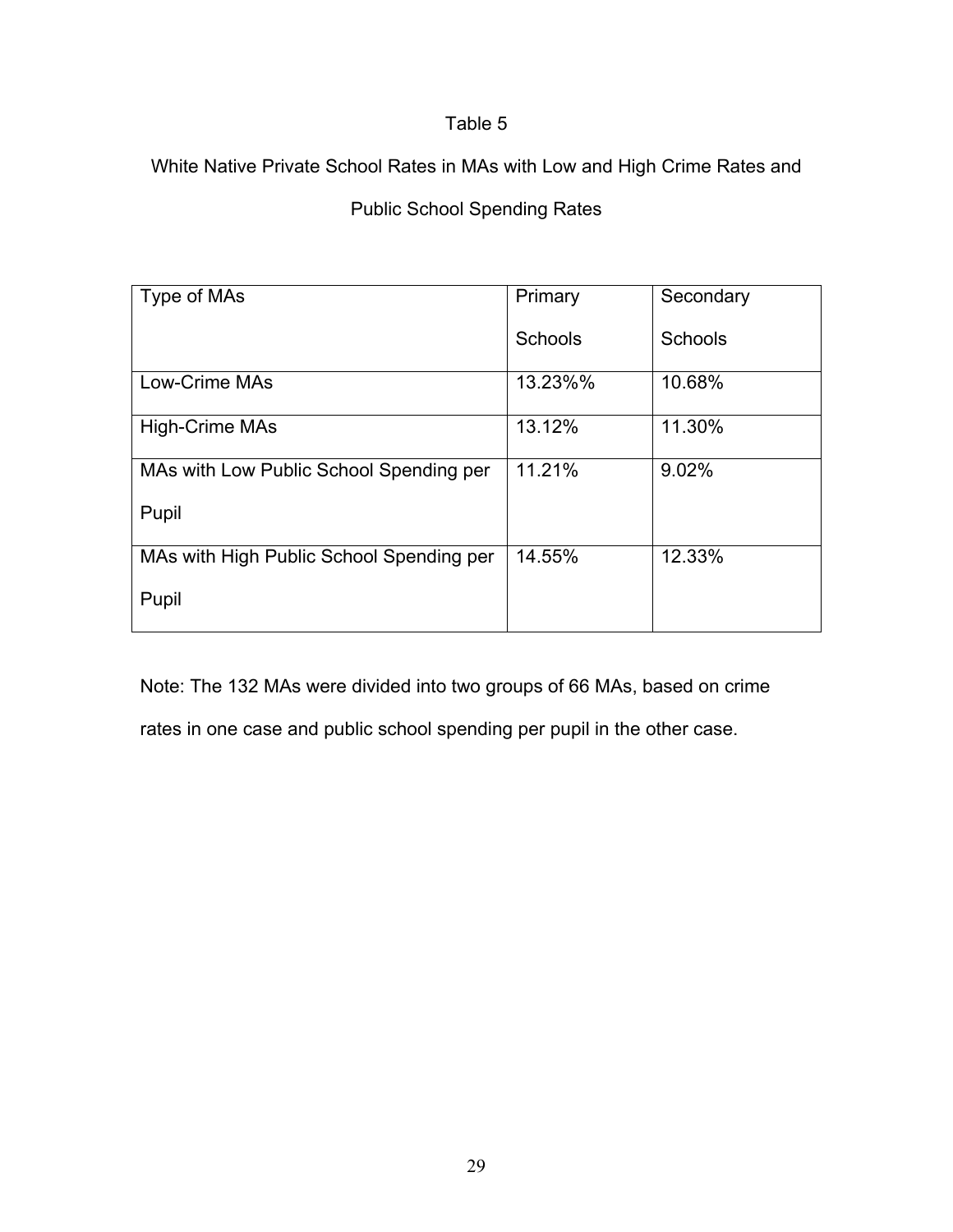Table 5

White Native Private School Rates in MAs with Low and High Crime Rates and Public School Spending Rates

| Type of MAs | Primary Schools | Secondary Schools |
|---|---|---|
| Low-Crime MAs | 13.23%% | 10.68% |
| High-Crime MAs | 13.12% | 11.30% |
| MAs with Low Public School Spending per Pupil | 11.21% | 9.02% |
| MAs with High Public School Spending per Pupil | 14.55% | 12.33% |

Note: The 132 MAs were divided into two groups of 66 MAs, based on crime rates in one case and public school spending per pupil in the other case.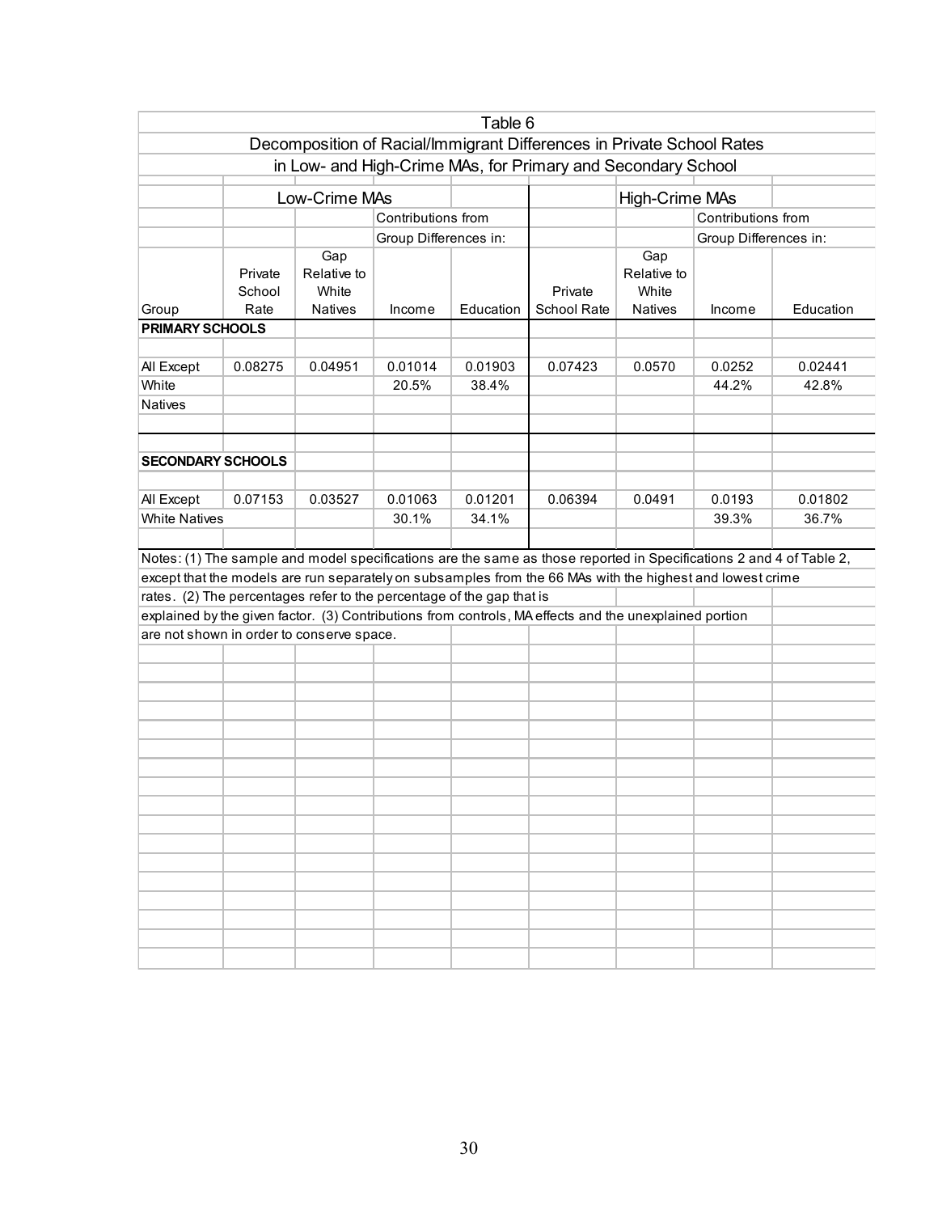Table 6

Decomposition of Racial/Immigrant Differences in Private School Rates in Low- and High-Crime MAs, for Primary and Secondary School

| | Low-Crime MAs | | | | High-Crime MAs | | | |
|---|---|---|---|---|---|---|---|---|
| | | | Contributions from Group Differences in: | | | | Contributions from Group Differences in: | |
| Group | Private School Rate | Gap Relative to White Natives | Income | Education | Private School Rate | Gap Relative to White Natives | Income | Education |
| **PRIMARY SCHOOLS** | | | | | | | | |
| All Except White Natives | 0.08275 | 0.04951 | 0.01014 | 0.01903 | 0.07423 | 0.0570 | 0.0252 | 0.02441 |
| | | | 20.5% | 38.4% | | | 44.2% | 42.8% |
| **SECONDARY SCHOOLS** | | | | | | | | |
| All Except White Natives | 0.07153 | 0.03527 | 0.01063 | 0.01201 | 0.06394 | 0.0491 | 0.0193 | 0.01802 |
| | | | 30.1% | 34.1% | | | 39.3% | 36.7% |

Notes: (1) The sample and model specifications are the same as those reported in Specifications 2 and 4 of Table 2, except that the models are run separately on subsamples from the 66 MAs with the highest and lowest crime rates. (2) The percentages refer to the percentage of the gap that is explained by the given factor. (3) Contributions from controls, MA effects and the unexplained portion are not shown in order to conserve space.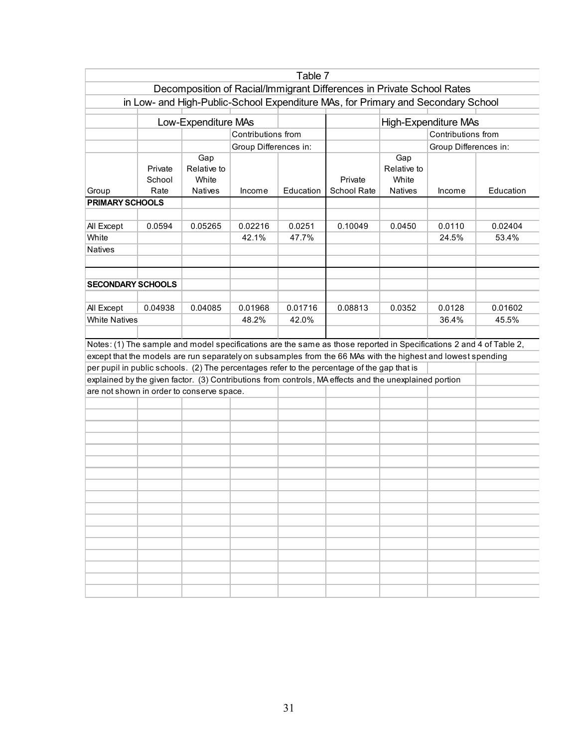Table 7

Decomposition of Racial/Immigrant Differences in Private School Rates in Low- and High-Public-School Expenditure MAs, for Primary and Secondary School

| | Low-Expenditure MAs | | | | High-Expenditure MAs | | | |
|---|---|---|---|---|---|---|---|---|
| | | | Contributions from Group Differences in: | | | | Contributions from Group Differences in: | |
| Group | Private School Rate | Gap Relative to White Natives | Income | Education | Private School Rate | Gap Relative to White Natives | Income | Education |
| **PRIMARY SCHOOLS** | | | | | | | | |
| All Except White Natives | 0.0594 | 0.05265 | 0.02216 | 0.0251 | 0.10049 | 0.0450 | 0.0110 | 0.02404 |
| | | | 42.1% | 47.7% | | | 24.5% | 53.4% |
| **SECONDARY SCHOOLS** | | | | | | | | |
| All Except White Natives | 0.04938 | 0.04085 | 0.01968 | 0.01716 | 0.08813 | 0.0352 | 0.0128 | 0.01602 |
| | | | 48.2% | 42.0% | | | 36.4% | 45.5% |

Notes: (1) The sample and model specifications are the same as those reported in Specifications 2 and 4 of Table 2, except that the models are run separately on subsamples from the 66 MAs with the highest and lowest spending per pupil in public schools. (2) The percentages refer to the percentage of the gap that is explained by the given factor. (3) Contributions from controls, MA effects and the unexplained portion are not shown in order to conserve space.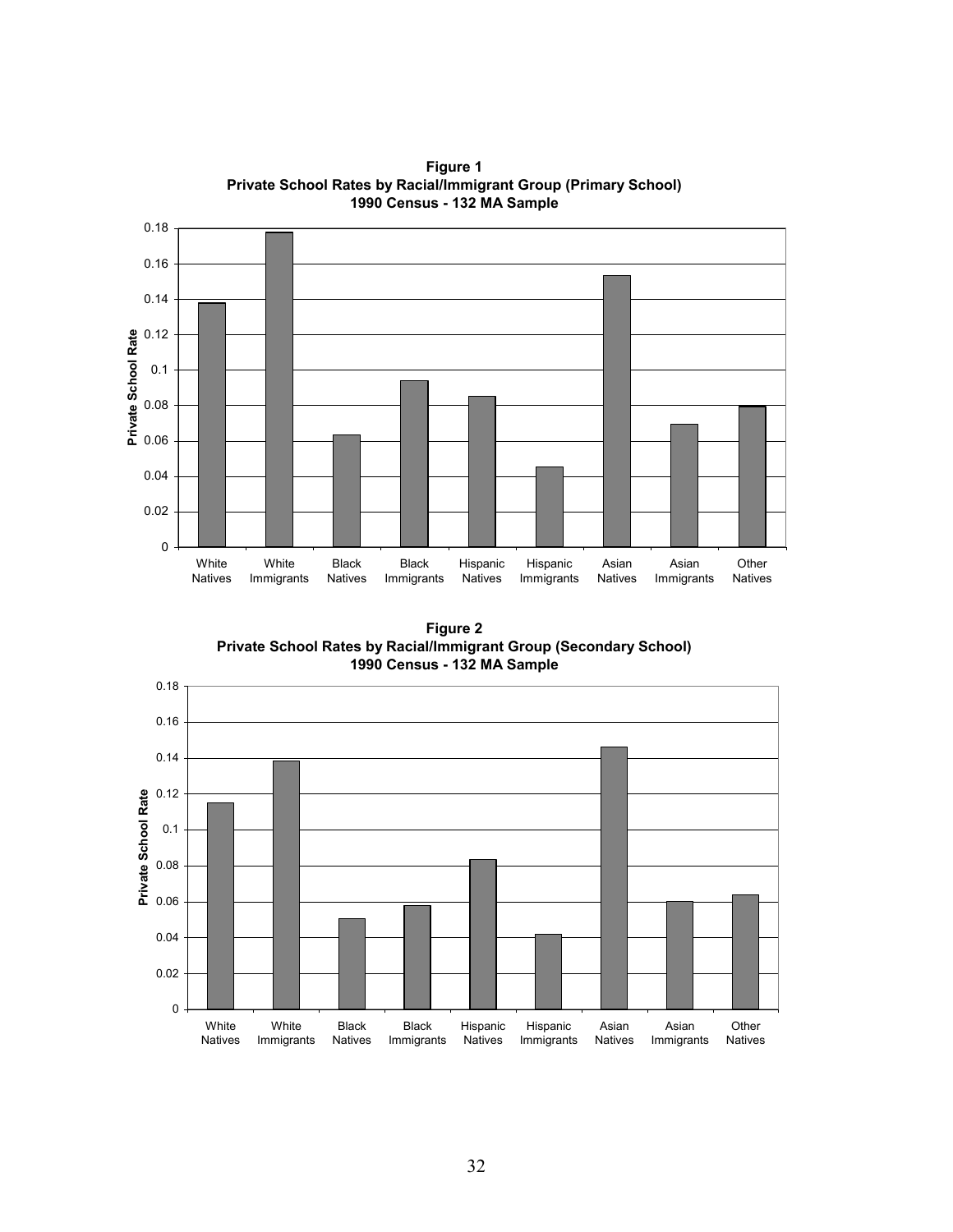**Figure 1**
**Private School Rates by Racial/Immigrant Group (Primary School)**
**1990 Census - 132 MA Sample**

**Figure 2**
**Private School Rates by Racial/Immigrant Group (Secondary School)**
**1990 Census - 132 MA Sample**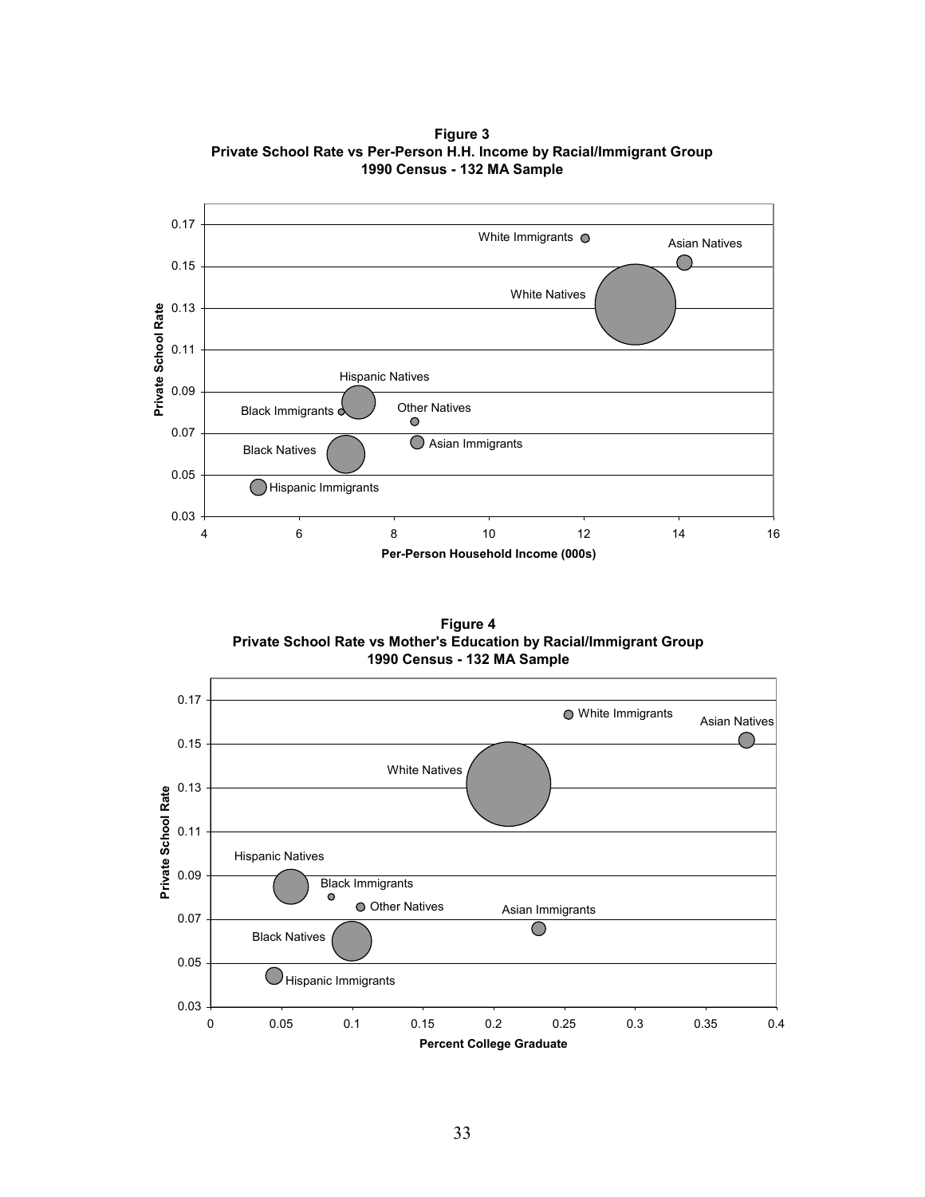**Figure 3**
**Private School Rate vs Per-Person H.H. Income by Racial/Immigrant Group**
**1990 Census - 132 MA Sample**

**Figure 4**
**Private School Rate vs Mother's Education by Racial/Immigrant Group**
**1990 Census - 132 MA Sample**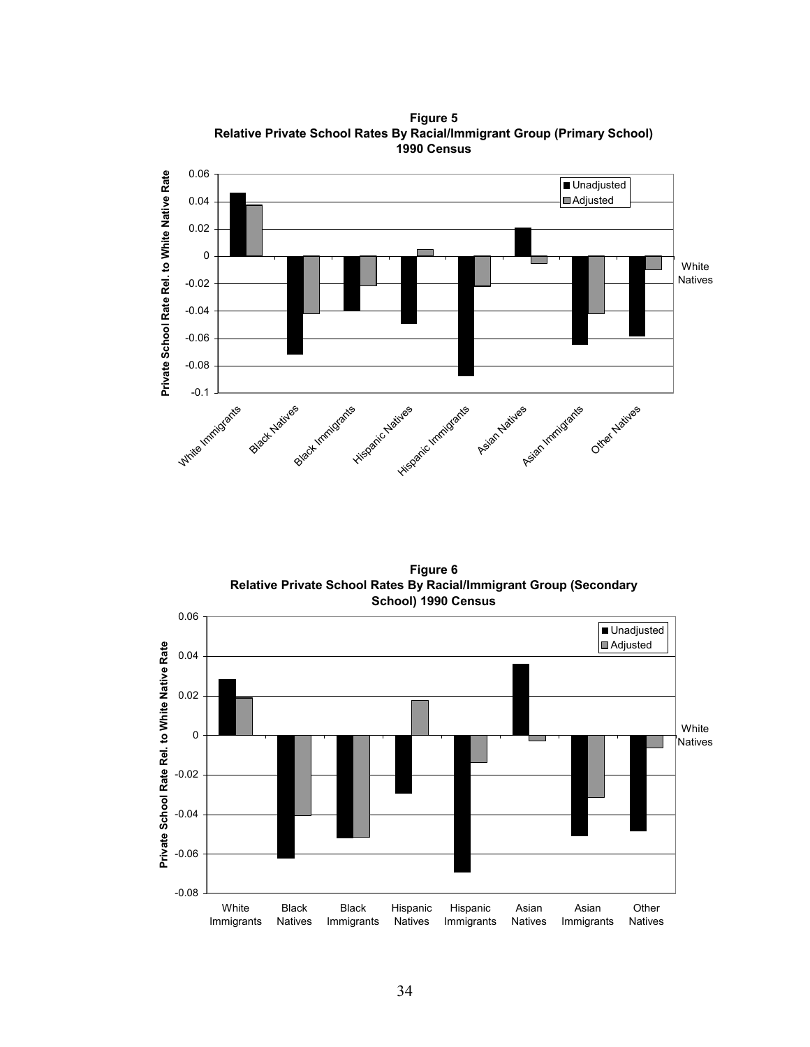**Figure 5**
**Relative Private School Rates By Racial/Immigrant Group (Primary School) 1990 Census**

**Figure 6**
**Relative Private School Rates By Racial/Immigrant Group (Secondary School) 1990 Census**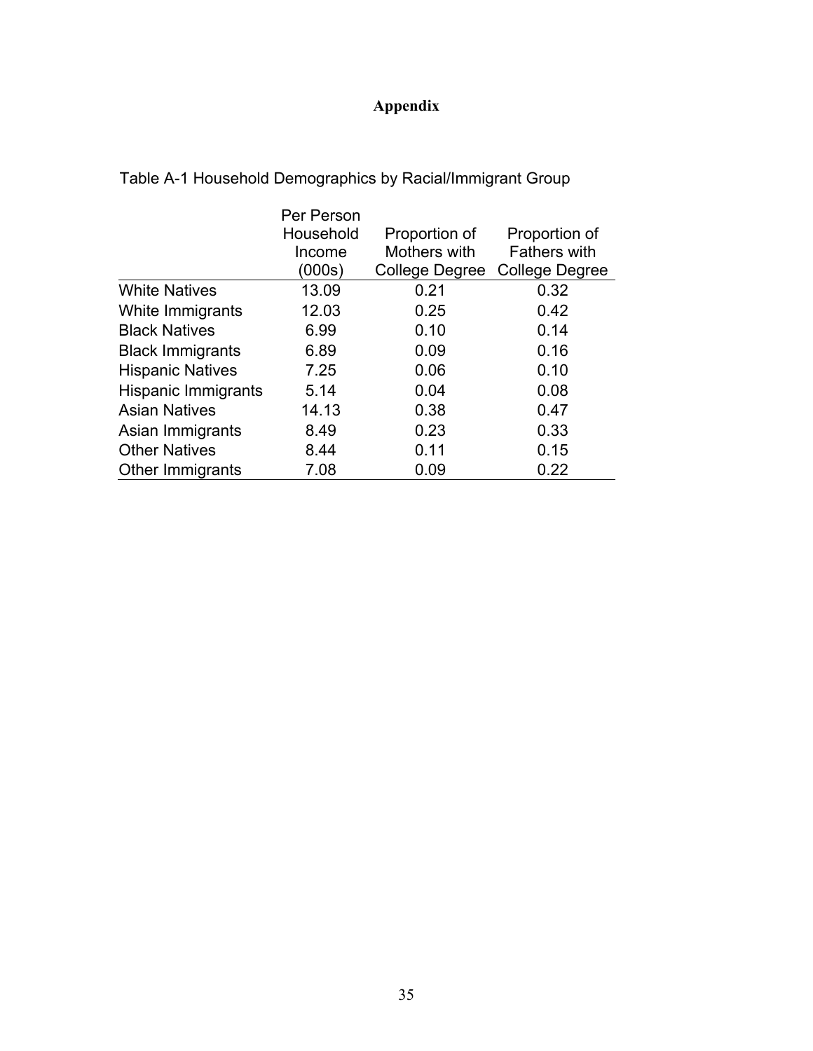# Appendix

Table A-1 Household Demographics by Racial/Immigrant Group

| | Per Person Household Income (000s) | Proportion of Mothers with College Degree | Proportion of Fathers with College Degree |
|---|---|---|---|
| White Natives | 13.09 | 0.21 | 0.32 |
| White Immigrants | 12.03 | 0.25 | 0.42 |
| Black Natives | 6.99 | 0.10 | 0.14 |
| Black Immigrants | 6.89 | 0.09 | 0.16 |
| Hispanic Natives | 7.25 | 0.06 | 0.10 |
| Hispanic Immigrants | 5.14 | 0.04 | 0.08 |
| Asian Natives | 14.13 | 0.38 | 0.47 |
| Asian Immigrants | 8.49 | 0.23 | 0.33 |
| Other Natives | 8.44 | 0.11 | 0.15 |
| Other Immigrants | 7.08 | 0.09 | 0.22 |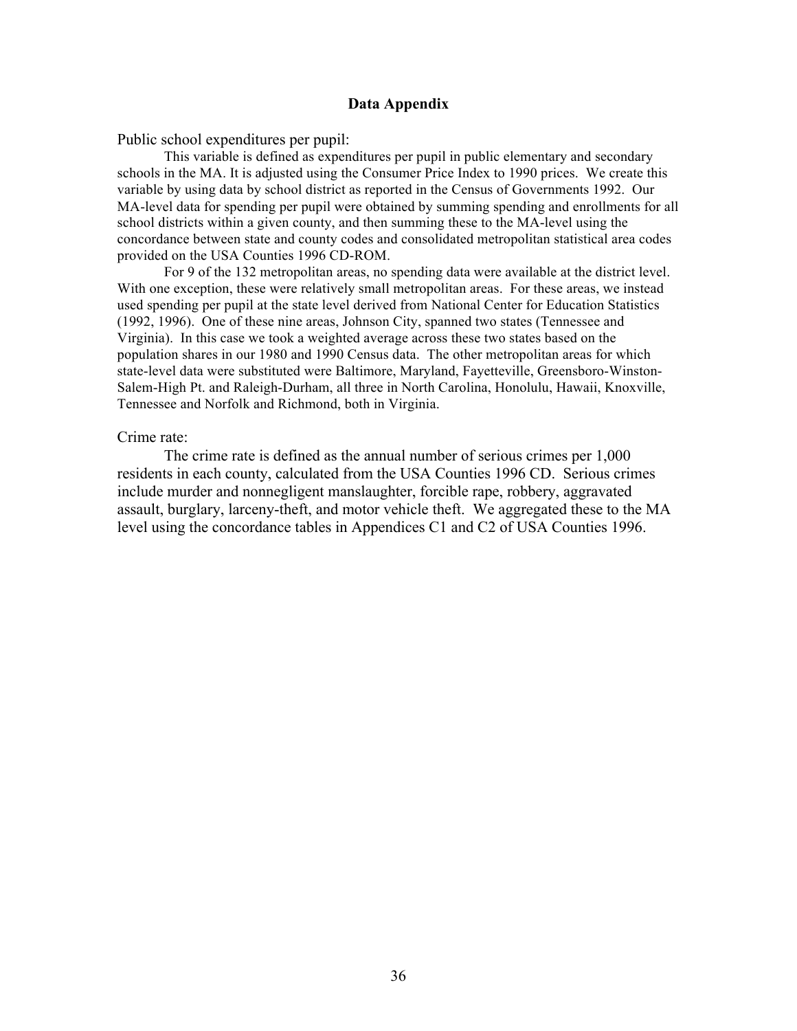## Data Appendix

Public school expenditures per pupil:

This variable is defined as expenditures per pupil in public elementary and secondary schools in the MA. It is adjusted using the Consumer Price Index to 1990 prices. We create this variable by using data by school district as reported in the Census of Governments 1992. Our MA-level data for spending per pupil were obtained by summing spending and enrollments for all school districts within a given county, and then summing these to the MA-level using the concordance between state and county codes and consolidated metropolitan statistical area codes provided on the USA Counties 1996 CD-ROM.

For 9 of the 132 metropolitan areas, no spending data were available at the district level. With one exception, these were relatively small metropolitan areas. For these areas, we instead used spending per pupil at the state level derived from National Center for Education Statistics (1992, 1996). One of these nine areas, Johnson City, spanned two states (Tennessee and Virginia). In this case we took a weighted average across these two states based on the population shares in our 1980 and 1990 Census data. The other metropolitan areas for which state-level data were substituted were Baltimore, Maryland, Fayetteville, Greensboro-Winston-Salem-High Pt. and Raleigh-Durham, all three in North Carolina, Honolulu, Hawaii, Knoxville, Tennessee and Norfolk and Richmond, both in Virginia.

Crime rate:

The crime rate is defined as the annual number of serious crimes per 1,000 residents in each county, calculated from the USA Counties 1996 CD. Serious crimes include murder and nonnegligent manslaughter, forcible rape, robbery, aggravated assault, burglary, larceny-theft, and motor vehicle theft. We aggregated these to the MA level using the concordance tables in Appendices C1 and C2 of USA Counties 1996.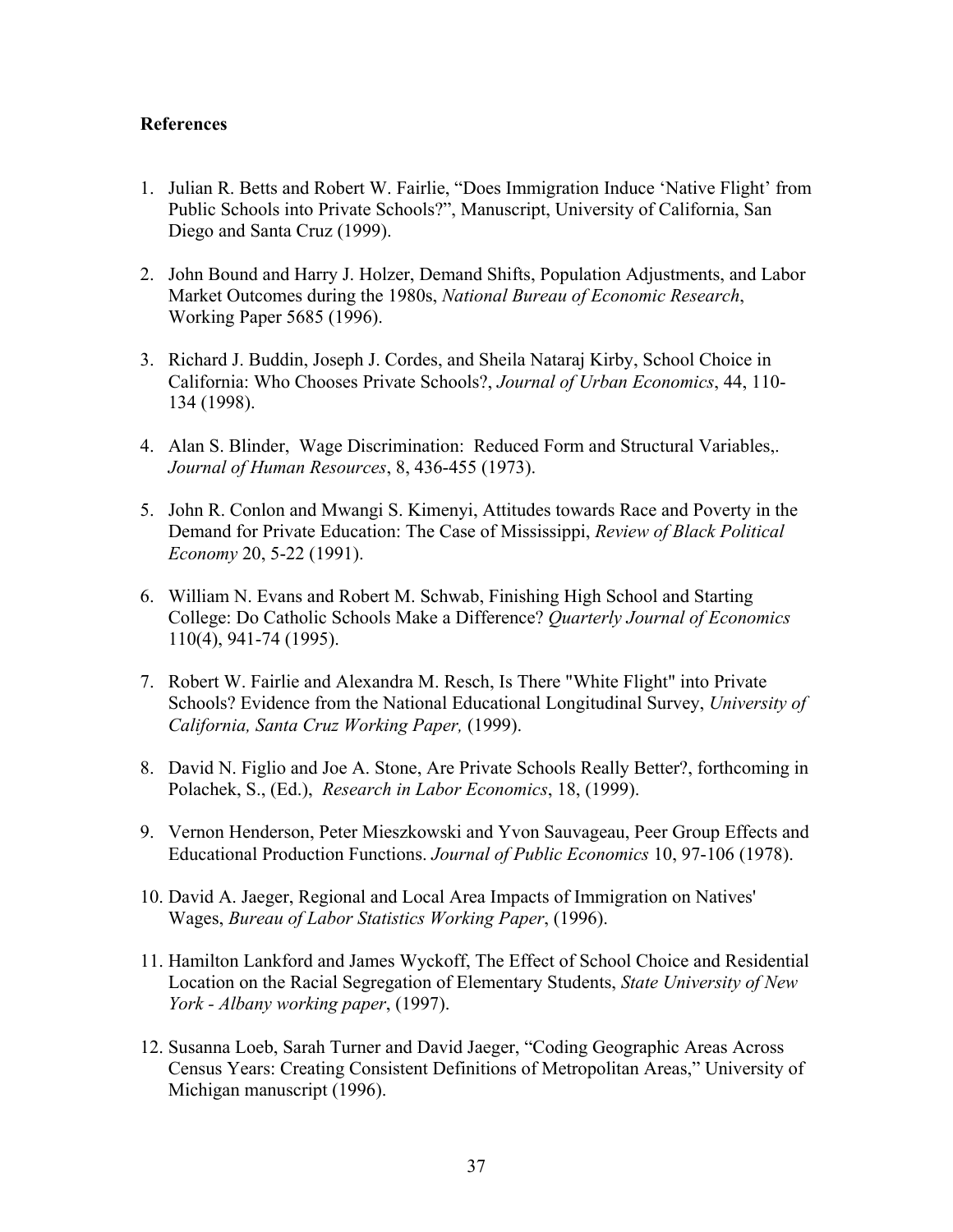**References**

1. Julian R. Betts and Robert W. Fairlie, "Does Immigration Induce 'Native Flight' from Public Schools into Private Schools?", Manuscript, University of California, San Diego and Santa Cruz (1999).

2. John Bound and Harry J. Holzer, Demand Shifts, Population Adjustments, and Labor Market Outcomes during the 1980s, *National Bureau of Economic Research*, Working Paper 5685 (1996).

3. Richard J. Buddin, Joseph J. Cordes, and Sheila Nataraj Kirby, School Choice in California: Who Chooses Private Schools?, *Journal of Urban Economics*, 44, 110-134 (1998).

4. Alan S. Blinder, Wage Discrimination: Reduced Form and Structural Variables,. *Journal of Human Resources*, 8, 436-455 (1973).

5. John R. Conlon and Mwangi S. Kimenyi, Attitudes towards Race and Poverty in the Demand for Private Education: The Case of Mississippi, *Review of Black Political Economy* 20, 5-22 (1991).

6. William N. Evans and Robert M. Schwab, Finishing High School and Starting College: Do Catholic Schools Make a Difference? *Quarterly Journal of Economics* 110(4), 941-74 (1995).

7. Robert W. Fairlie and Alexandra M. Resch, Is There "White Flight" into Private Schools? Evidence from the National Educational Longitudinal Survey, *University of California, Santa Cruz Working Paper,* (1999).

8. David N. Figlio and Joe A. Stone, Are Private Schools Really Better?, forthcoming in Polachek, S., (Ed.), *Research in Labor Economics*, 18, (1999).

9. Vernon Henderson, Peter Mieszkowski and Yvon Sauvageau, Peer Group Effects and Educational Production Functions. *Journal of Public Economics* 10, 97-106 (1978).

10. David A. Jaeger, Regional and Local Area Impacts of Immigration on Natives' Wages, *Bureau of Labor Statistics Working Paper*, (1996).

11. Hamilton Lankford and James Wyckoff, The Effect of School Choice and Residential Location on the Racial Segregation of Elementary Students, *State University of New York - Albany working paper*, (1997).

12. Susanna Loeb, Sarah Turner and David Jaeger, "Coding Geographic Areas Across Census Years: Creating Consistent Definitions of Metropolitan Areas," University of Michigan manuscript (1996).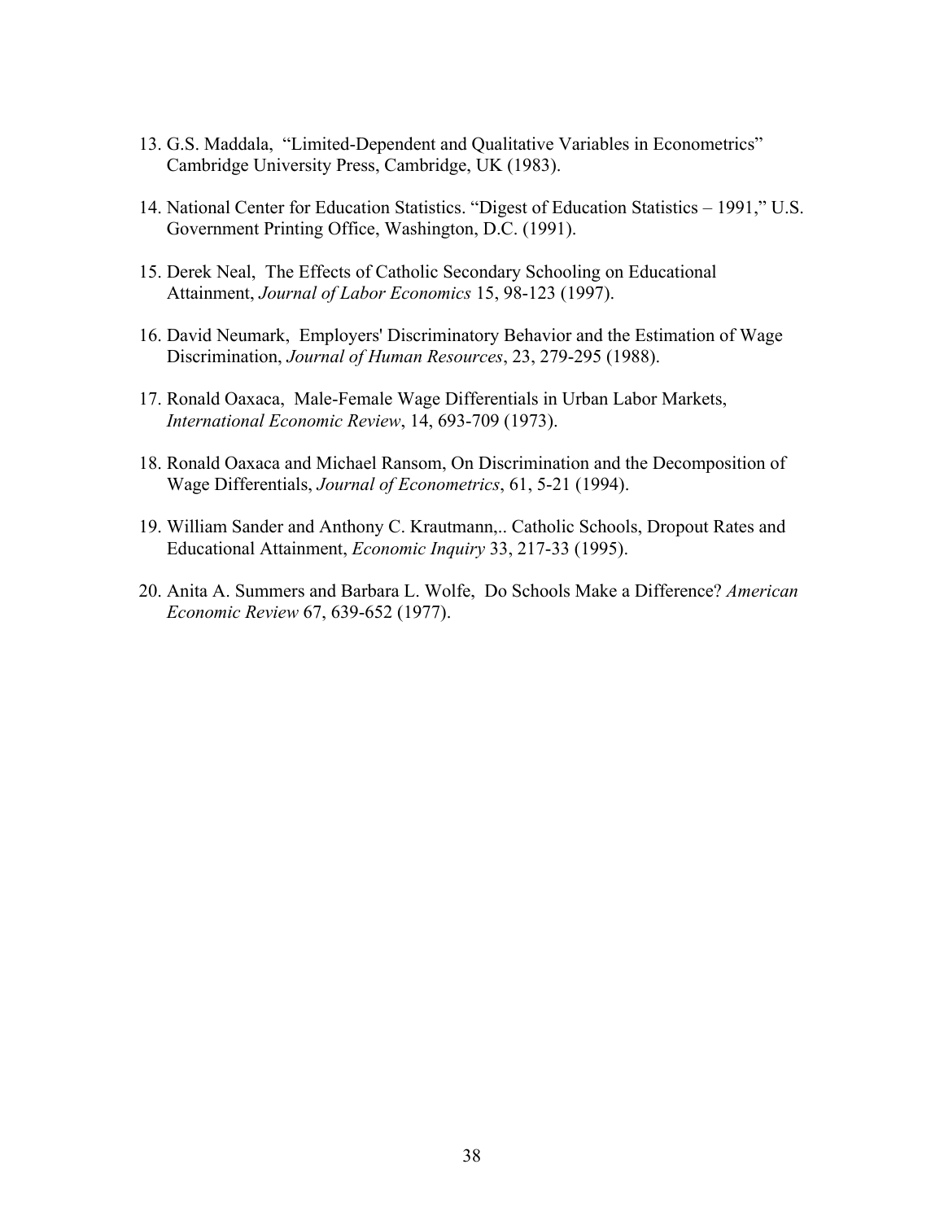13. G.S. Maddala, "Limited-Dependent and Qualitative Variables in Econometrics" Cambridge University Press, Cambridge, UK (1983).

14. National Center for Education Statistics. "Digest of Education Statistics – 1991," U.S. Government Printing Office, Washington, D.C. (1991).

15. Derek Neal, The Effects of Catholic Secondary Schooling on Educational Attainment, *Journal of Labor Economics* 15, 98-123 (1997).

16. David Neumark, Employers' Discriminatory Behavior and the Estimation of Wage Discrimination, *Journal of Human Resources*, 23, 279-295 (1988).

17. Ronald Oaxaca, Male-Female Wage Differentials in Urban Labor Markets, *International Economic Review*, 14, 693-709 (1973).

18. Ronald Oaxaca and Michael Ransom, On Discrimination and the Decomposition of Wage Differentials, *Journal of Econometrics*, 61, 5-21 (1994).

19. William Sander and Anthony C. Krautmann,.. Catholic Schools, Dropout Rates and Educational Attainment, *Economic Inquiry* 33, 217-33 (1995).

20. Anita A. Summers and Barbara L. Wolfe, Do Schools Make a Difference? *American Economic Review* 67, 639-652 (1977).